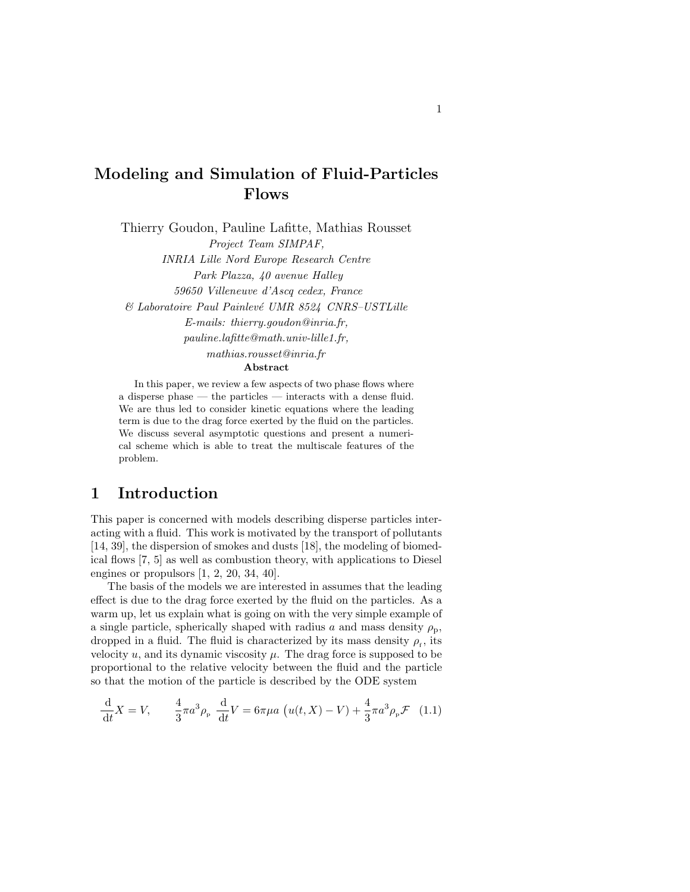# Modeling and Simulation of Fluid-Particles Flows

Thierry Goudon, Pauline Lafitte, Mathias Rousset

*Project Team SIMPAF,*
*INRIA Lille Nord Europe Research Centre*
*Park Plazza, 40 avenue Halley*
*59650 Villeneuve d'Ascq cedex, France*
*& Laboratoire Paul Painlevé UMR 8524 CNRS–USTLille*
*E-mails: thierry.goudon@inria.fr,*
*pauline.lafitte@math.univ-lille1.fr,*
*mathias.rousset@inria.fr*

**Abstract**

In this paper, we review a few aspects of two phase flows where a disperse phase — the particles — interacts with a dense fluid. We are thus led to consider kinetic equations where the leading term is due to the drag force exerted by the fluid on the particles. We discuss several asymptotic questions and present a numerical scheme which is able to treat the multiscale features of the problem.

## 1 Introduction

This paper is concerned with models describing disperse particles interacting with a fluid. This work is motivated by the transport of pollutants [14, 39], the dispersion of smokes and dusts [18], the modeling of biomedical flows [7, 5] as well as combustion theory, with applications to Diesel engines or propulsors [1, 2, 20, 34, 40].

The basis of the models we are interested in assumes that the leading effect is due to the drag force exerted by the fluid on the particles. As a warm up, let us explain what is going on with the very simple example of a single particle, spherically shaped with radius $a$ and mass density $\rho_{\mathrm{p}}$, dropped in a fluid. The fluid is characterized by its mass density $\rho_{\mathrm{f}}$, its velocity $u$, and its dynamic viscosity $\mu$. The drag force is supposed to be proportional to the relative velocity between the fluid and the particle so that the motion of the particle is described by the ODE system

$$\frac{\mathrm{d}}{\mathrm{d}t}X = V, \qquad \frac{4}{3}\pi a^3 \rho_{\mathrm{p}} \frac{\mathrm{d}}{\mathrm{d}t}V = 6\pi\mu a \left( u(t,X) - V \right) + \frac{4}{3}\pi a^3 \rho_{\mathrm{p}} \mathcal{F} \quad (1.1)$$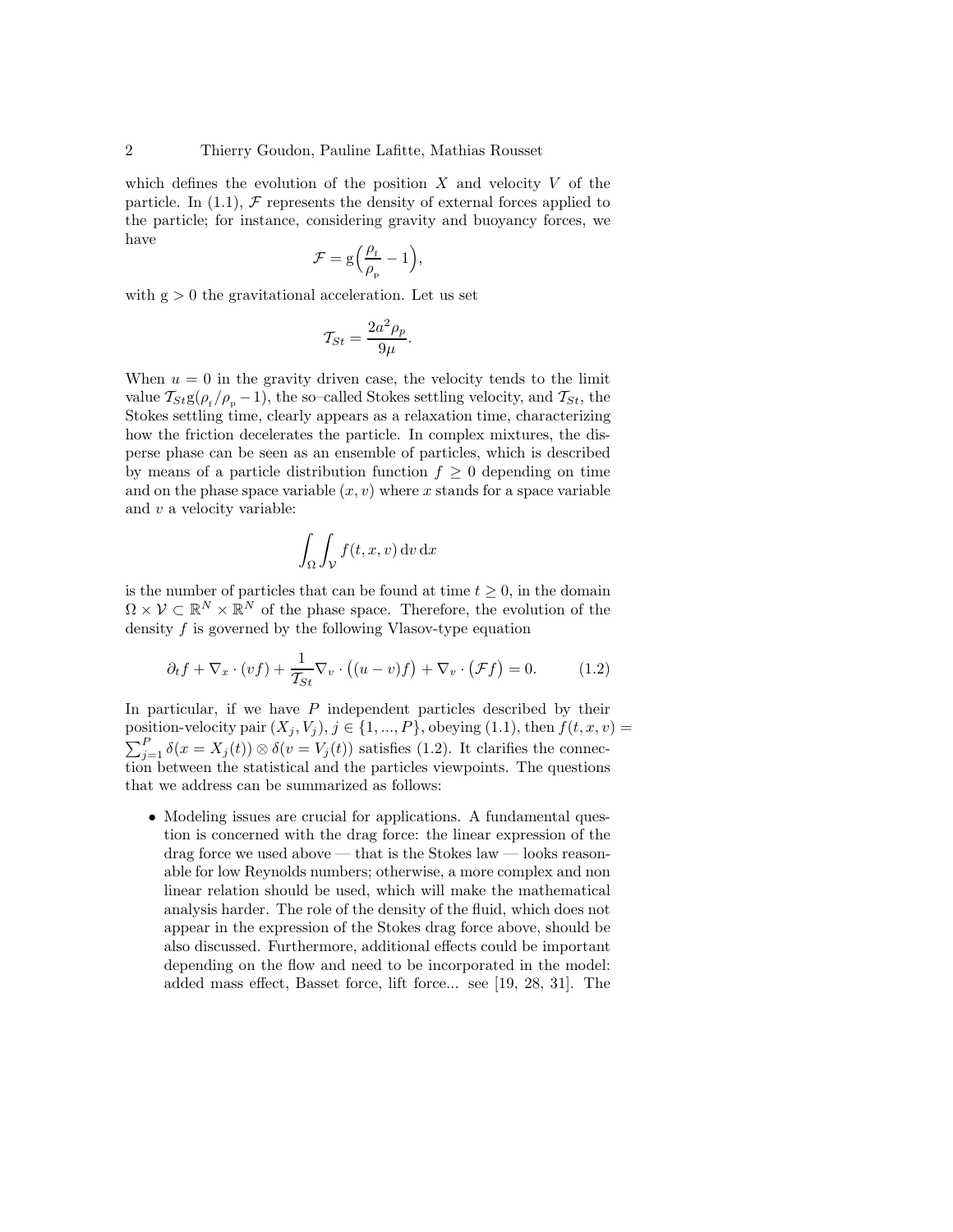which defines the evolution of the position $X$ and velocity $V$ of the particle. In (1.1), $\mathcal{F}$ represents the density of external forces applied to the particle; for instance, considering gravity and buoyancy forces, we have

$$\mathcal{F} = \mathrm{g}\Big(\frac{\rho_{\mathrm{f}}}{\rho_{\mathrm{p}}} - 1\Big),$$

with $\mathrm{g} > 0$ the gravitational acceleration. Let us set

$$\mathcal{T}_{St} = \frac{2a^2\rho_p}{9\mu}.$$

When $u = 0$ in the gravity driven case, the velocity tends to the limit value $\mathcal{T}_{St}\mathrm{g}(\rho_{\mathrm{f}}/\rho_{\mathrm{p}} - 1)$, the so–called Stokes settling velocity, and $\mathcal{T}_{St}$, the Stokes settling time, clearly appears as a relaxation time, characterizing how the friction decelerates the particle. In complex mixtures, the disperse phase can be seen as an ensemble of particles, which is described by means of a particle distribution function $f \geq 0$ depending on time and on the phase space variable $(x, v)$ where $x$ stands for a space variable and $v$ a velocity variable:

$$\int_\Omega \int_\mathcal{V} f(t, x, v)\,\mathrm{d}v\,\mathrm{d}x$$

is the number of particles that can be found at time $t \geq 0$, in the domain $\Omega \times \mathcal{V} \subset \mathbb{R}^N \times \mathbb{R}^N$ of the phase space. Therefore, the evolution of the density $f$ is governed by the following Vlasov-type equation

$$\partial_t f + \nabla_x \cdot (vf) + \frac{1}{\mathcal{T}_{St}} \nabla_v \cdot \big((u - v)f\big) + \nabla_v \cdot \big(\mathcal{F}f\big) = 0. \tag{1.2}$$

In particular, if we have $P$ independent particles described by their position-velocity pair $(X_j, V_j)$, $j \in \{1, ..., P\}$, obeying (1.1), then $f(t, x, v) = \sum_{j=1}^{P} \delta(x = X_j(t)) \otimes \delta(v = V_j(t))$ satisfies (1.2). It clarifies the connection between the statistical and the particles viewpoints. The questions that we address can be summarized as follows:

- Modeling issues are crucial for applications. A fundamental question is concerned with the drag force: the linear expression of the drag force we used above — that is the Stokes law — looks reasonable for low Reynolds numbers; otherwise, a more complex and non linear relation should be used, which will make the mathematical analysis harder. The role of the density of the fluid, which does not appear in the expression of the Stokes drag force above, should be also discussed. Furthermore, additional effects could be important depending on the flow and need to be incorporated in the model: added mass effect, Basset force, lift force... see [19, 28, 31]. The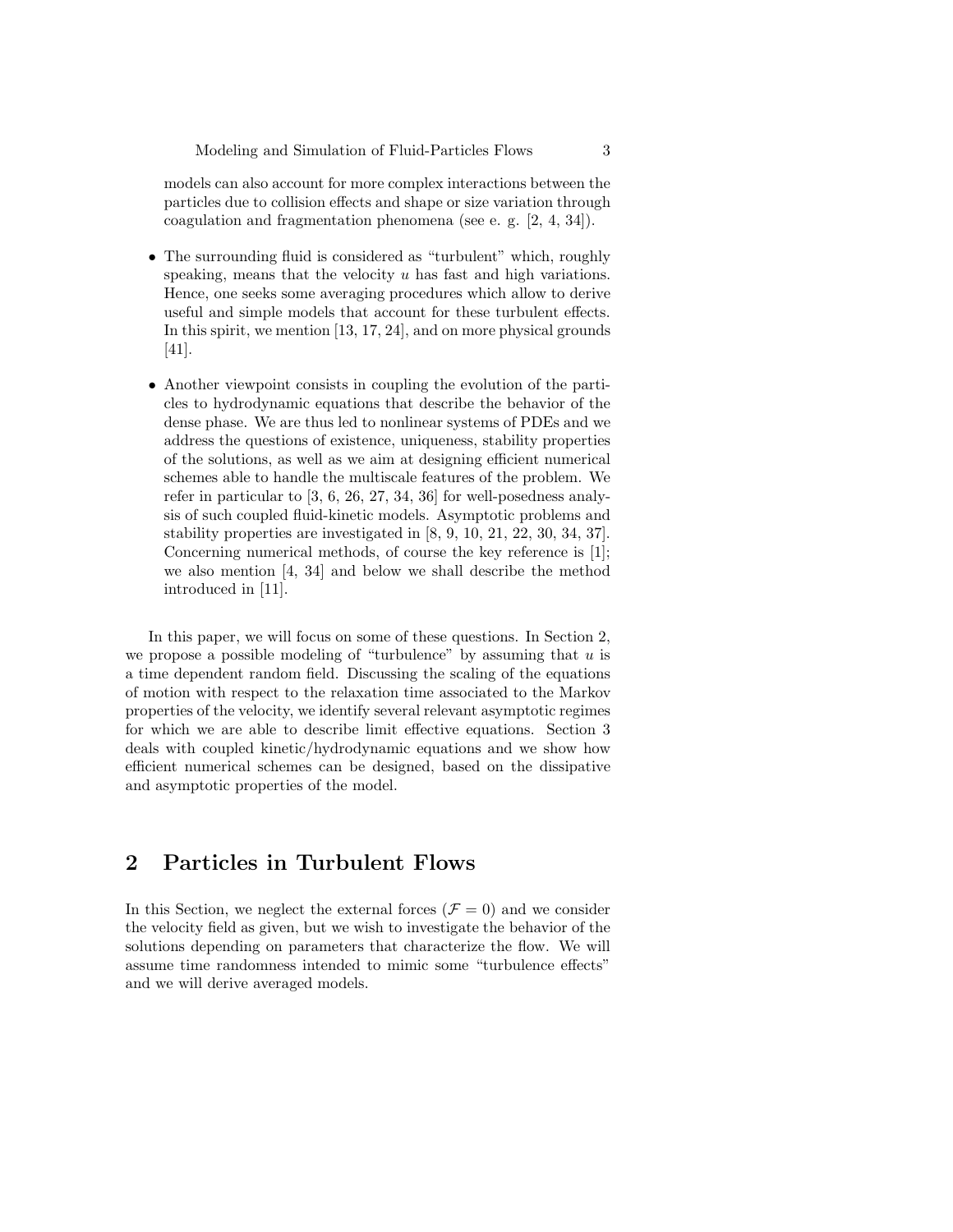models can also account for more complex interactions between the particles due to collision effects and shape or size variation through coagulation and fragmentation phenomena (see e. g. [2, 4, 34]).

- The surrounding fluid is considered as “turbulent” which, roughly speaking, means that the velocity $u$ has fast and high variations. Hence, one seeks some averaging procedures which allow to derive useful and simple models that account for these turbulent effects. In this spirit, we mention [13, 17, 24], and on more physical grounds [41].

- Another viewpoint consists in coupling the evolution of the particles to hydrodynamic equations that describe the behavior of the dense phase. We are thus led to nonlinear systems of PDEs and we address the questions of existence, uniqueness, stability properties of the solutions, as well as we aim at designing efficient numerical schemes able to handle the multiscale features of the problem. We refer in particular to [3, 6, 26, 27, 34, 36] for well-posedness analysis of such coupled fluid-kinetic models. Asymptotic problems and stability properties are investigated in [8, 9, 10, 21, 22, 30, 34, 37]. Concerning numerical methods, of course the key reference is [1]; we also mention [4, 34] and below we shall describe the method introduced in [11].

In this paper, we will focus on some of these questions. In Section 2, we propose a possible modeling of “turbulence” by assuming that $u$ is a time dependent random field. Discussing the scaling of the equations of motion with respect to the relaxation time associated to the Markov properties of the velocity, we identify several relevant asymptotic regimes for which we are able to describe limit effective equations. Section 3 deals with coupled kinetic/hydrodynamic equations and we show how efficient numerical schemes can be designed, based on the dissipative and asymptotic properties of the model.

## 2 Particles in Turbulent Flows

In this Section, we neglect the external forces ($\mathcal{F} = 0$) and we consider the velocity field as given, but we wish to investigate the behavior of the solutions depending on parameters that characterize the flow. We will assume time randomness intended to mimic some “turbulence effects” and we will derive averaged models.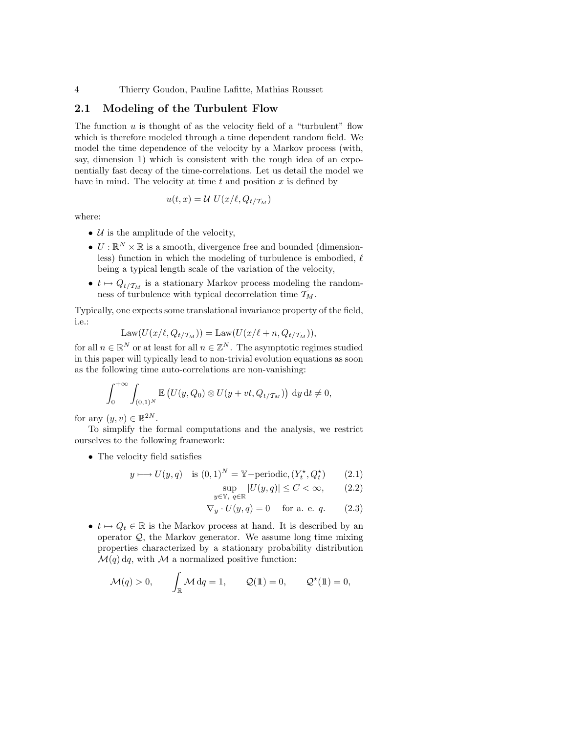## 2.1 Modeling of the Turbulent Flow

The function $u$ is thought of as the velocity field of a "turbulent" flow which is therefore modeled through a time dependent random field. We model the time dependence of the velocity by a Markov process (with, say, dimension 1) which is consistent with the rough idea of an exponentially fast decay of the time-correlations. Let us detail the model we have in mind. The velocity at time $t$ and position $x$ is defined by

$$u(t,x) = \mathcal{U}\ U(x/\ell, Q_{t/\mathcal{T}_M})$$

where:

- $\mathcal{U}$ is the amplitude of the velocity,
- $U : \mathbb{R}^N \times \mathbb{R}$ is a smooth, divergence free and bounded (dimensionless) function in which the modeling of turbulence is embodied, $\ell$ being a typical length scale of the variation of the velocity,
- $t \mapsto Q_{t/\mathcal{T}_M}$ is a stationary Markov process modeling the randomness of turbulence with typical decorrelation time $\mathcal{T}_M$.

Typically, one expects some translational invariance property of the field, i.e.:

$$\mathrm{Law}(U(x/\ell, Q_{t/\mathcal{T}_M})) = \mathrm{Law}(U(x/\ell + n, Q_{t/\mathcal{T}_M})),$$

for all $n \in \mathbb{R}^N$ or at least for all $n \in \mathbb{Z}^N$. The asymptotic regimes studied in this paper will typically lead to non-trivial evolution equations as soon as the following time auto-correlations are non-vanishing:

$$\int_0^{+\infty} \int_{(0,1)^N} \mathbb{E}\left(U(y, Q_0) \otimes U(y + vt, Q_{t/\mathcal{T}_M})\right)\, \mathrm{d}y\, \mathrm{d}t \neq 0,$$

for any $(y, v) \in \mathbb{R}^{2N}$.

To simplify the formal computations and the analysis, we restrict ourselves to the following framework:

- The velocity field satisfies

$$y \longmapsto U(y,q) \quad \text{is } (0,1)^N = \mathbb{Y}-\text{periodic}, (Y_t^\star, Q_t^\star) \qquad (2.1)$$

$$\sup_{y \in \mathbb{Y},\ q \in \mathbb{R}} |U(y,q)| \leq C < \infty, \qquad (2.2)$$

$$\nabla_y \cdot U(y,q) = 0 \quad \text{ for a. e. } q. \qquad (2.3)$$

- $t \mapsto Q_t \in \mathbb{R}$ is the Markov process at hand. It is described by an operator $\mathcal{Q}$, the Markov generator. We assume long time mixing properties characterized by a stationary probability distribution $\mathcal{M}(q)\,\mathrm{d}q$, with $\mathcal{M}$ a normalized positive function:

$$\mathcal{M}(q) > 0, \qquad \int_{\mathbb{R}} \mathcal{M}\, \mathrm{d}q = 1, \qquad \mathcal{Q}(\mathbb{1}) = 0, \qquad \mathcal{Q}^\star(\mathbb{1}) = 0,$$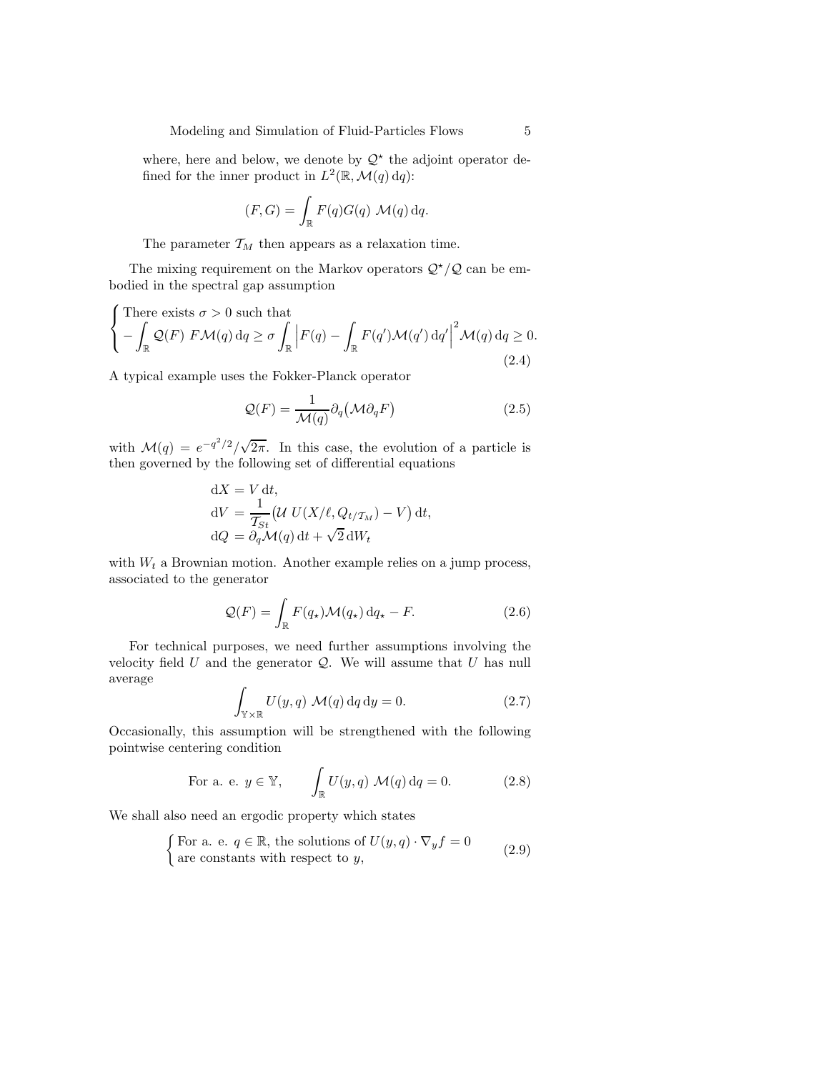where, here and below, we denote by $\mathcal{Q}^\star$ the adjoint operator defined for the inner product in $L^2(\mathbb{R}, \mathcal{M}(q)\,\mathrm{d}q)$:

$$(F, G) = \int_{\mathbb{R}} F(q)G(q)\ \mathcal{M}(q)\,\mathrm{d}q.$$

The parameter $\mathcal{T}_M$ then appears as a relaxation time.

The mixing requirement on the Markov operators $\mathcal{Q}^\star/\mathcal{Q}$ can be embodied in the spectral gap assumption

$$\begin{cases} \text{There exists } \sigma > 0 \text{ such that} \\ -\displaystyle\int_{\mathbb{R}} \mathcal{Q}(F)\ F\mathcal{M}(q)\,\mathrm{d}q \geq \sigma \int_{\mathbb{R}} \Big| F(q) - \int_{\mathbb{R}} F(q')\mathcal{M}(q')\,\mathrm{d}q' \Big|^2 \mathcal{M}(q)\,\mathrm{d}q \geq 0. \end{cases} \tag{2.4}$$

A typical example uses the Fokker-Planck operator

$$\mathcal{Q}(F) = \frac{1}{\mathcal{M}(q)} \partial_q \big( \mathcal{M} \partial_q F \big) \tag{2.5}$$

with $\mathcal{M}(q) = e^{-q^2/2}/\sqrt{2\pi}$. In this case, the evolution of a particle is then governed by the following set of differential equations

$$\begin{aligned} \mathrm{d}X &= V\,\mathrm{d}t, \\ \mathrm{d}V &= \frac{1}{\mathcal{T}_{St}} \big( \mathcal{U}\ U(X/\ell, Q_{t/\mathcal{T}_M}) - V \big)\,\mathrm{d}t, \\ \mathrm{d}Q &= \partial_q \mathcal{M}(q)\,\mathrm{d}t + \sqrt{2}\,\mathrm{d}W_t \end{aligned}$$

with $W_t$ a Brownian motion. Another example relies on a jump process, associated to the generator

$$\mathcal{Q}(F) = \int_{\mathbb{R}} F(q_\star)\mathcal{M}(q_\star)\,\mathrm{d}q_\star - F. \tag{2.6}$$

For technical purposes, we need further assumptions involving the velocity field $U$ and the generator $\mathcal{Q}$. We will assume that $U$ has null average

$$\int_{\mathbb{Y}\times\mathbb{R}} U(y, q)\ \mathcal{M}(q)\,\mathrm{d}q\,\mathrm{d}y = 0. \tag{2.7}$$

Occasionally, this assumption will be strengthened with the following pointwise centering condition

$$\text{For a. e. } y \in \mathbb{Y}, \qquad \int_{\mathbb{R}} U(y, q)\ \mathcal{M}(q)\,\mathrm{d}q = 0. \tag{2.8}$$

We shall also need an ergodic property which states

$$\begin{cases} \text{For a. e. } q \in \mathbb{R}, \text{ the solutions of } U(y, q) \cdot \nabla_y f = 0 \\ \text{are constants with respect to } y, \end{cases} \tag{2.9}$$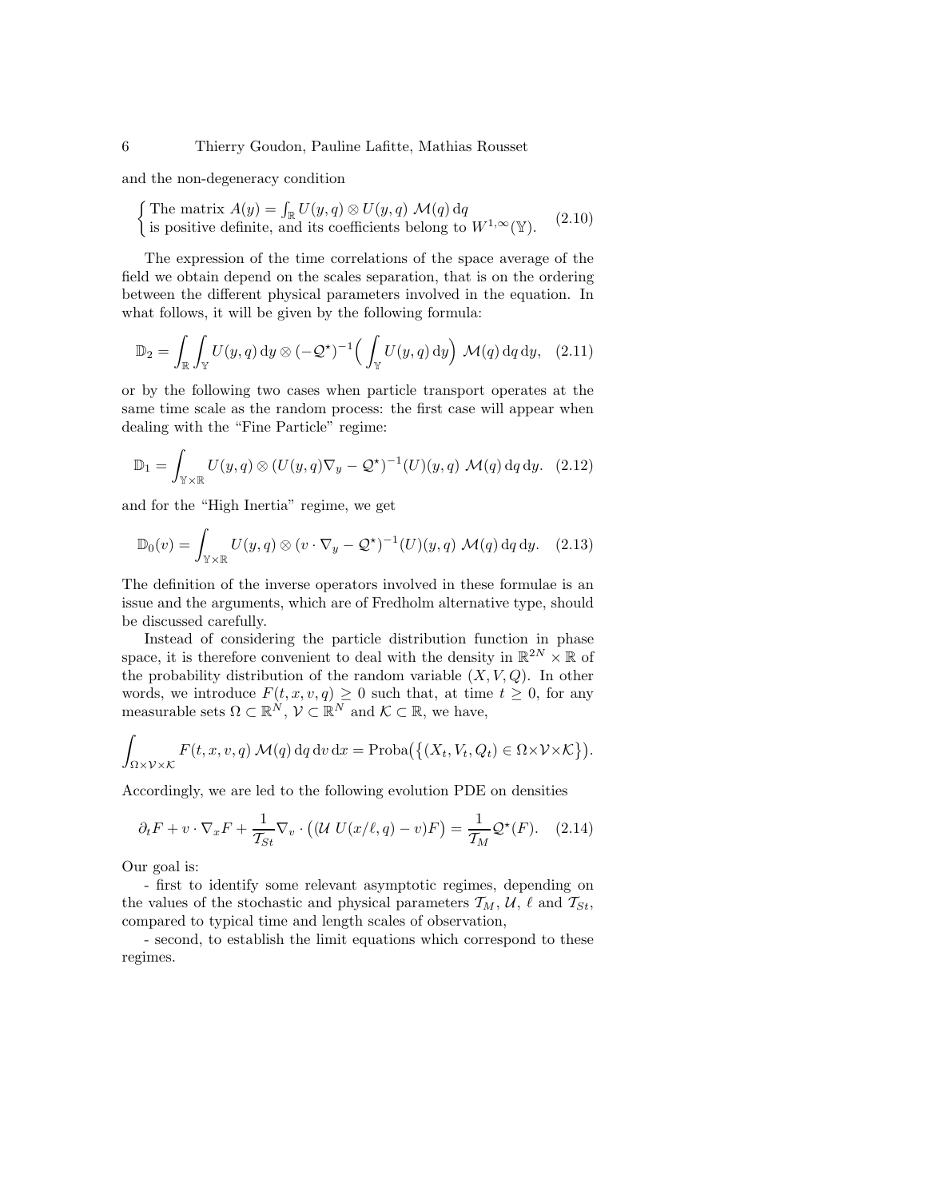and the non-degeneracy condition

$$
\left\{\begin{array}{l}\text{The matrix } A(y) = \int_{\mathbb{R}} U(y,q) \otimes U(y,q)\ \mathcal{M}(q)\,\mathrm{d}q \\ \text{is positive definite, and its coefficients belong to } W^{1,\infty}(\mathbb{Y}).\end{array}\right. \tag{2.10}
$$

The expression of the time correlations of the space average of the field we obtain depend on the scales separation, that is on the ordering between the different physical parameters involved in the equation. In what follows, it will be given by the following formula:

$$
\mathbb{D}_2 = \int_{\mathbb{R}} \int_{\mathbb{Y}} U(y,q)\,\mathrm{d}y \otimes (-\mathcal{Q}^\star)^{-1}\Big(\int_{\mathbb{Y}} U(y,q)\,\mathrm{d}y\Big)\ \mathcal{M}(q)\,\mathrm{d}q\,\mathrm{d}y, \tag{2.11}
$$

or by the following two cases when particle transport operates at the same time scale as the random process: the first case will appear when dealing with the "Fine Particle" regime:

$$
\mathbb{D}_1 = \int_{\mathbb{Y}\times\mathbb{R}} U(y,q) \otimes (U(y,q)\nabla_y - \mathcal{Q}^\star)^{-1}(U)(y,q)\ \mathcal{M}(q)\,\mathrm{d}q\,\mathrm{d}y. \tag{2.12}
$$

and for the "High Inertia" regime, we get

$$
\mathbb{D}_0(v) = \int_{\mathbb{Y}\times\mathbb{R}} U(y,q) \otimes (v\cdot\nabla_y - \mathcal{Q}^\star)^{-1}(U)(y,q)\ \mathcal{M}(q)\,\mathrm{d}q\,\mathrm{d}y. \tag{2.13}
$$

The definition of the inverse operators involved in these formulae is an issue and the arguments, which are of Fredholm alternative type, should be discussed carefully.

Instead of considering the particle distribution function in phase space, it is therefore convenient to deal with the density in $\mathbb{R}^{2N}\times\mathbb{R}$ of the probability distribution of the random variable $(X,V,Q)$. In other words, we introduce $F(t,x,v,q)\geq 0$ such that, at time $t\geq 0$, for any measurable sets $\Omega\subset\mathbb{R}^N$, $\mathcal{V}\subset\mathbb{R}^N$ and $\mathcal{K}\subset\mathbb{R}$, we have,

$$
\int_{\Omega\times\mathcal{V}\times\mathcal{K}} F(t,x,v,q)\,\mathcal{M}(q)\,\mathrm{d}q\,\mathrm{d}v\,\mathrm{d}x = \mathrm{Proba}\big(\big\{(X_t,V_t,Q_t)\in\Omega\times\mathcal{V}\times\mathcal{K}\big\}\big).
$$

Accordingly, we are led to the following evolution PDE on densities

$$
\partial_t F + v\cdot\nabla_x F + \frac{1}{\mathcal{T}_{St}}\nabla_v\cdot\big((\mathcal{U}\ U(x/\ell,q) - v)F\big) = \frac{1}{\mathcal{T}_M}\mathcal{Q}^\star(F). \tag{2.14}
$$

Our goal is:

- first to identify some relevant asymptotic regimes, depending on the values of the stochastic and physical parameters $\mathcal{T}_M$, $\mathcal{U}$, $\ell$ and $\mathcal{T}_{St}$, compared to typical time and length scales of observation,

- second, to establish the limit equations which correspond to these regimes.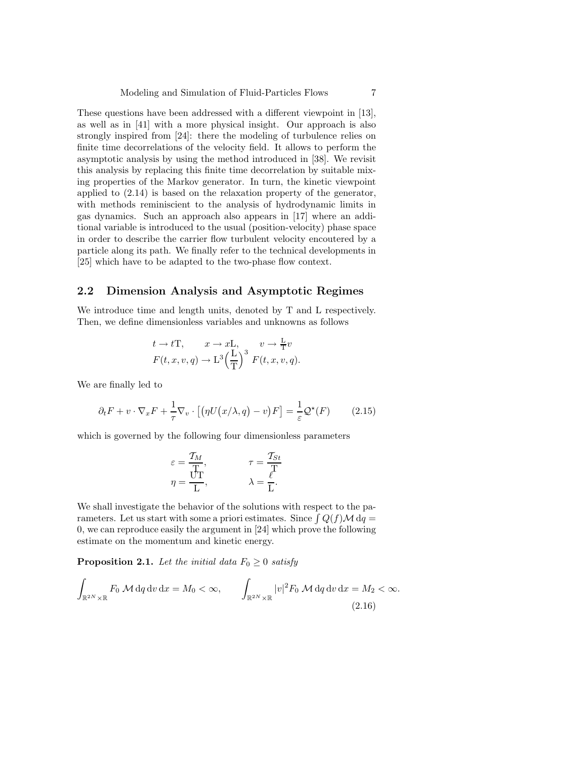These questions have been addressed with a different viewpoint in [13], as well as in [41] with a more physical insight. Our approach is also strongly inspired from [24]: there the modeling of turbulence relies on finite time decorrelations of the velocity field. It allows to perform the asymptotic analysis by using the method introduced in [38]. We revisit this analysis by replacing this finite time decorrelation by suitable mixing properties of the Markov generator. In turn, the kinetic viewpoint applied to (2.14) is based on the relaxation property of the generator, with methods reminiscient to the analysis of hydrodynamic limits in gas dynamics. Such an approach also appears in [17] where an additional variable is introduced to the usual (position-velocity) phase space in order to describe the carrier flow turbulent velocity encoutered by a particle along its path. We finally refer to the technical developments in [25] which have to be adapted to the two-phase flow context.

## 2.2 Dimension Analysis and Asymptotic Regimes

We introduce time and length units, denoted by T and L respectively. Then, we define dimensionless variables and unknowns as follows

$$
\begin{aligned}
&t \to t\mathrm{T}, \qquad x \to x\mathrm{L}, \qquad v \to \tfrac{\mathrm{L}}{\mathrm{T}} v\\
&F(t,x,v,q) \to \mathrm{L}^3 \Big(\frac{\mathrm{L}}{\mathrm{T}}\Big)^3 \; F(t,x,v,q).
\end{aligned}
$$

We are finally led to

$$
\partial_t F + v \cdot \nabla_x F + \frac{1}{\tau} \nabla_v \cdot \big[ \big( \eta U\big(x/\lambda, q\big) - v \big) F \big] = \frac{1}{\varepsilon} \mathcal{Q}^\star(F) \tag{2.15}
$$

which is governed by the following four dimensionless parameters

$$
\begin{aligned}
\varepsilon &= \frac{\mathcal{T}_M}{\mathrm{T}}, & \tau &= \frac{\mathcal{T}_{St}}{\mathrm{T}}\\
\eta &= \frac{\mathrm{UT}}{\mathrm{L}}, & \lambda &= \frac{\ell}{\mathrm{L}}.
\end{aligned}
$$

We shall investigate the behavior of the solutions with respect to the parameters. Let us start with some a priori estimates. Since $\int Q(f)\mathcal{M}\,\mathrm{d}q = 0$, we can reproduce easily the argument in [24] which prove the following estimate on the momentum and kinetic energy.

**Proposition 2.1.** *Let the initial data $F_0 \geq 0$ satisfy*

$$
\int_{\mathbb{R}^{2N} \times \mathbb{R}} F_0 \; \mathcal{M} \,\mathrm{d}q \,\mathrm{d}v \,\mathrm{d}x = M_0 < \infty, \qquad \int_{\mathbb{R}^{2N} \times \mathbb{R}} |v|^2 F_0 \; \mathcal{M} \,\mathrm{d}q \,\mathrm{d}v \,\mathrm{d}x = M_2 < \infty. \tag{2.16}
$$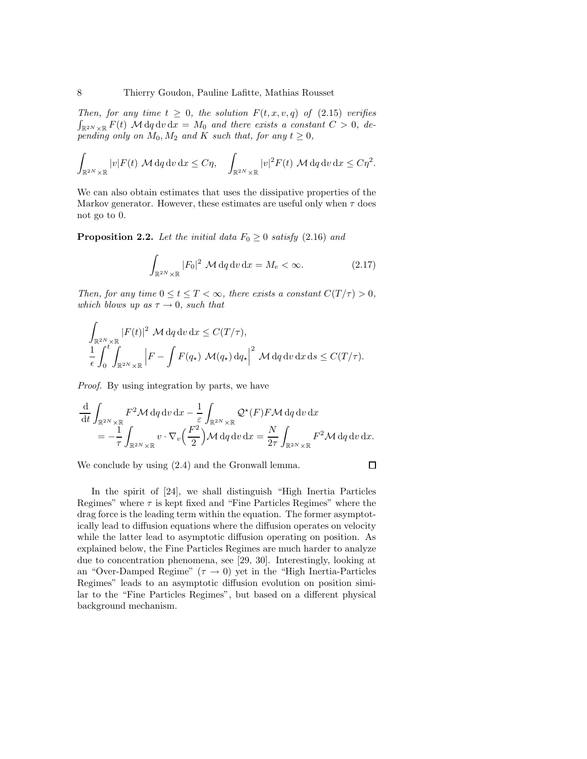*Then, for any time $t \geq 0$, the solution $F(t,x,v,q)$ of (2.15) verifies $\int_{\mathbb{R}^{2N}\times\mathbb{R}} F(t)\ \mathcal{M}\,\mathrm{d}q\,\mathrm{d}v\,\mathrm{d}x = M_0$ and there exists a constant $C>0$, depending only on $M_0, M_2$ and $K$ such that, for any $t \geq 0$,*

$$\int_{\mathbb{R}^{2N}\times\mathbb{R}} |v| F(t)\ \mathcal{M}\,\mathrm{d}q\,\mathrm{d}v\,\mathrm{d}x \leq C\eta, \quad \int_{\mathbb{R}^{2N}\times\mathbb{R}} |v|^2 F(t)\ \mathcal{M}\,\mathrm{d}q\,\mathrm{d}v\,\mathrm{d}x \leq C\eta^2.$$

We can also obtain estimates that uses the dissipative properties of the Markov generator. However, these estimates are useful only when $\tau$ does not go to 0.

**Proposition 2.2.** *Let the initial data $F_0 \geq 0$ satisfy (2.16) and*

$$\int_{\mathbb{R}^{2N}\times\mathbb{R}} |F_0|^2\ \mathcal{M}\,\mathrm{d}q\,\mathrm{d}v\,\mathrm{d}x = M_e < \infty. \tag{2.17}$$

*Then, for any time $0 \leq t \leq T < \infty$, there exists a constant $C(T/\tau) > 0$, which blows up as $\tau \to 0$, such that*

$$\int_{\mathbb{R}^{2N}\times\mathbb{R}} |F(t)|^2\ \mathcal{M}\,\mathrm{d}q\,\mathrm{d}v\,\mathrm{d}x \leq C(T/\tau),$$
$$\frac{1}{\epsilon}\int_0^t \int_{\mathbb{R}^{2N}\times\mathbb{R}} \Big|F - \int F(q_\star)\ \mathcal{M}(q_\star)\,\mathrm{d}q_\star\Big|^2\ \mathcal{M}\,\mathrm{d}q\,\mathrm{d}v\,\mathrm{d}x\,\mathrm{d}s \leq C(T/\tau).$$

*Proof.* By using integration by parts, we have

$$\begin{aligned}
\frac{\mathrm{d}}{\mathrm{d}t}\int_{\mathbb{R}^{2N}\times\mathbb{R}} F^2\mathcal{M}\,\mathrm{d}q\,\mathrm{d}v\,\mathrm{d}x &- \frac{1}{\varepsilon}\int_{\mathbb{R}^{2N}\times\mathbb{R}} \mathcal{Q}^\star(F)F\mathcal{M}\,\mathrm{d}q\,\mathrm{d}v\,\mathrm{d}x \\
&= -\frac{1}{\tau}\int_{\mathbb{R}^{2N}\times\mathbb{R}} v\cdot\nabla_v\Big(\frac{F^2}{2}\Big)\mathcal{M}\,\mathrm{d}q\,\mathrm{d}v\,\mathrm{d}x = \frac{N}{2\tau}\int_{\mathbb{R}^{2N}\times\mathbb{R}} F^2\mathcal{M}\,\mathrm{d}q\,\mathrm{d}v\,\mathrm{d}x.
\end{aligned}$$

We conclude by using (2.4) and the Gronwall lemma. ∎

In the spirit of [24], we shall distinguish "High Inertia Particles Regimes" where $\tau$ is kept fixed and "Fine Particles Regimes" where the drag force is the leading term within the equation. The former asymptotically lead to diffusion equations where the diffusion operates on velocity while the latter lead to asymptotic diffusion operating on position. As explained below, the Fine Particles Regimes are much harder to analyze due to concentration phenomena, see [29, 30]. Interestingly, looking at an "Over-Damped Regime" ($\tau \to 0$) yet in the "High Inertia-Particles Regimes" leads to an asymptotic diffusion evolution on position similar to the "Fine Particles Regimes", but based on a different physical background mechanism.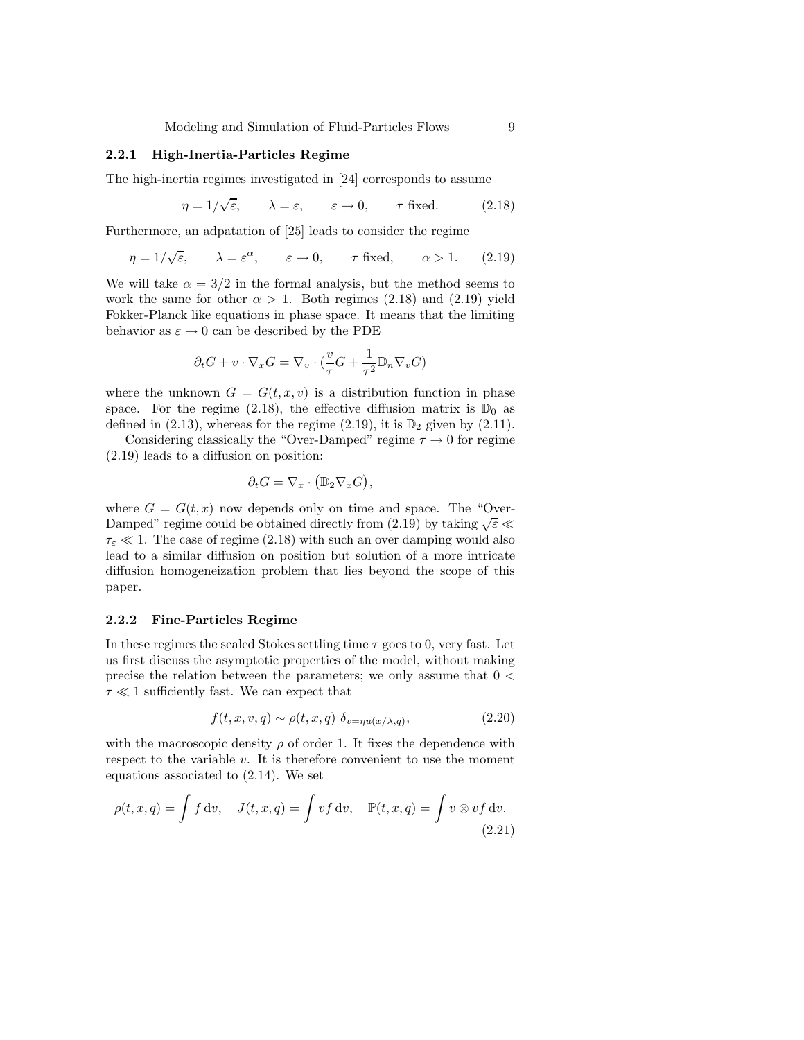### 2.2.1 High-Inertia-Particles Regime

The high-inertia regimes investigated in [24] corresponds to assume

$$\eta = 1/\sqrt{\varepsilon}, \qquad \lambda = \varepsilon, \qquad \varepsilon \to 0, \qquad \tau \text{ fixed.} \tag{2.18}$$

Furthermore, an adpatation of [25] leads to consider the regime

$$\eta = 1/\sqrt{\varepsilon}, \qquad \lambda = \varepsilon^{\alpha}, \qquad \varepsilon \to 0, \qquad \tau \text{ fixed,} \qquad \alpha > 1. \tag{2.19}$$

We will take $\alpha = 3/2$ in the formal analysis, but the method seems to work the same for other $\alpha > 1$. Both regimes (2.18) and (2.19) yield Fokker-Planck like equations in phase space. It means that the limiting behavior as $\varepsilon \to 0$ can be described by the PDE

$$\partial_t G + v \cdot \nabla_x G = \nabla_v \cdot \left(\frac{v}{\tau} G + \frac{1}{\tau^2} \mathbb{D}_n \nabla_v G\right)$$

where the unknown $G = G(t, x, v)$ is a distribution function in phase space. For the regime (2.18), the effective diffusion matrix is $\mathbb{D}_0$ as defined in (2.13), whereas for the regime (2.19), it is $\mathbb{D}_2$ given by (2.11).

Considering classically the "Over-Damped" regime $\tau \to 0$ for regime (2.19) leads to a diffusion on position:

$$\partial_t G = \nabla_x \cdot \big(\mathbb{D}_2 \nabla_x G\big),$$

where $G = G(t, x)$ now depends only on time and space. The "Over-Damped" regime could be obtained directly from (2.19) by taking $\sqrt{\varepsilon} \ll \tau_\varepsilon \ll 1$. The case of regime (2.18) with such an over damping would also lead to a similar diffusion on position but solution of a more intricate diffusion homogeneization problem that lies beyond the scope of this paper.

### 2.2.2 Fine-Particles Regime

In these regimes the scaled Stokes settling time $\tau$ goes to 0, very fast. Let us first discuss the asymptotic properties of the model, without making precise the relation between the parameters; we only assume that $0 < \tau \ll 1$ sufficiently fast. We can expect that

$$f(t, x, v, q) \sim \rho(t, x, q)\ \delta_{v = \eta u(x/\lambda, q)}, \tag{2.20}$$

with the macroscopic density $\rho$ of order 1. It fixes the dependence with respect to the variable $v$. It is therefore convenient to use the moment equations associated to (2.14). We set

$$\rho(t, x, q) = \int f \, \mathrm{d}v, \quad J(t, x, q) = \int v f \, \mathrm{d}v, \quad \mathbb{P}(t, x, q) = \int v \otimes v f \, \mathrm{d}v. \tag{2.21}$$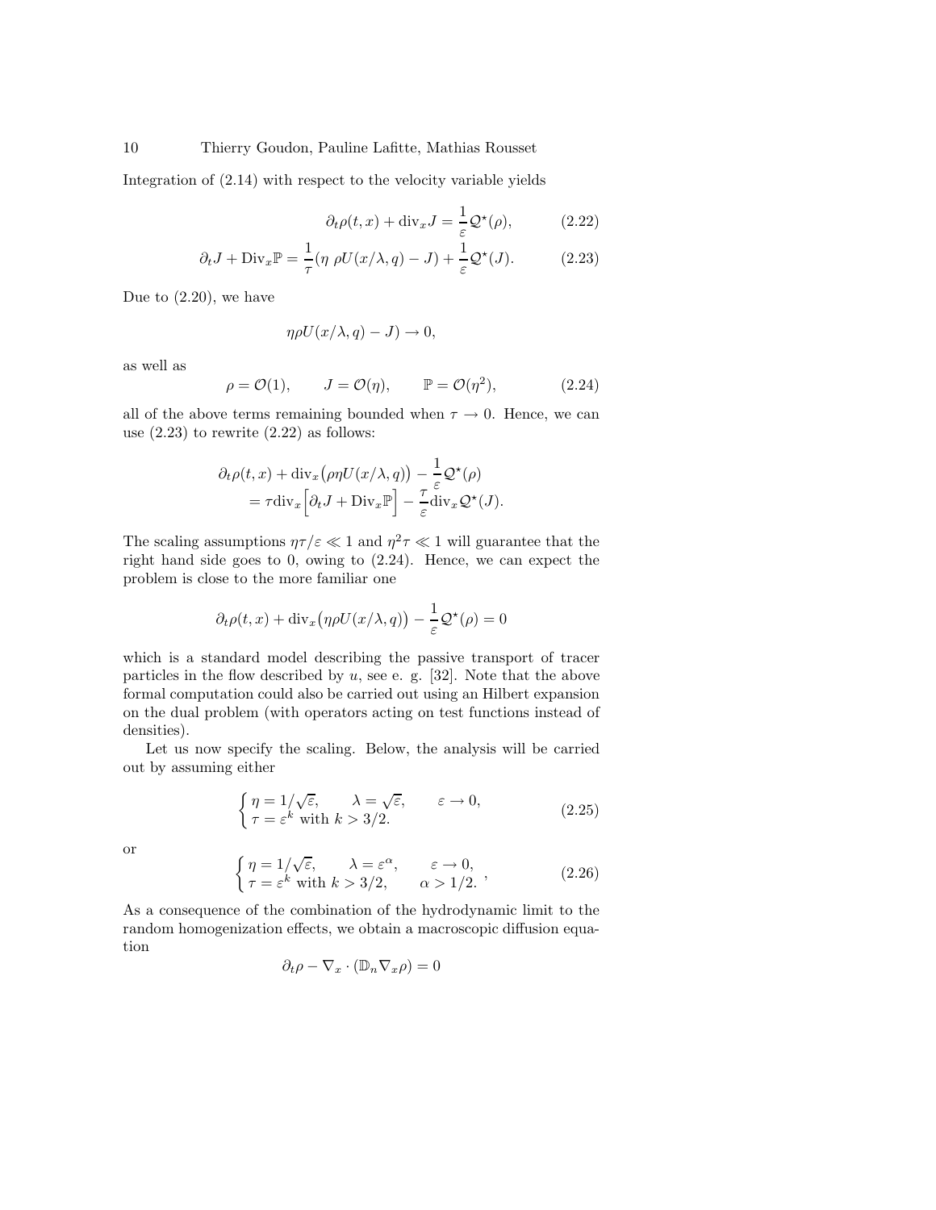Integration of (2.14) with respect to the velocity variable yields

$$\partial_t \rho(t,x) + \mathrm{div}_x J = \frac{1}{\varepsilon}\mathcal{Q}^\star(\rho), \tag{2.22}$$

$$\partial_t J + \mathrm{Div}_x \mathbb{P} = \frac{1}{\tau}\big(\eta\ \rho U(x/\lambda, q) - J\big) + \frac{1}{\varepsilon}\mathcal{Q}^\star(J). \tag{2.23}$$

Due to (2.20), we have

$$\eta \rho U(x/\lambda, q) - J) \to 0,$$

as well as

$$\rho = \mathcal{O}(1), \qquad J = \mathcal{O}(\eta), \qquad \mathbb{P} = \mathcal{O}(\eta^2), \tag{2.24}$$

all of the above terms remaining bounded when $\tau \to 0$. Hence, we can use (2.23) to rewrite (2.22) as follows:

$$\begin{aligned}
&\partial_t \rho(t,x) + \mathrm{div}_x\big(\rho\eta U(x/\lambda, q)\big) - \frac{1}{\varepsilon}\mathcal{Q}^\star(\rho)\\
&\quad = \tau \mathrm{div}_x\Big[\partial_t J + \mathrm{Div}_x \mathbb{P}\Big] - \frac{\tau}{\varepsilon}\mathrm{div}_x \mathcal{Q}^\star(J).
\end{aligned}$$

The scaling assumptions $\eta\tau/\varepsilon \ll 1$ and $\eta^2\tau \ll 1$ will guarantee that the right hand side goes to 0, owing to (2.24). Hence, we can expect the problem is close to the more familiar one

$$\partial_t \rho(t,x) + \mathrm{div}_x\big(\eta\rho U(x/\lambda, q)\big) - \frac{1}{\varepsilon}\mathcal{Q}^\star(\rho) = 0$$

which is a standard model describing the passive transport of tracer particles in the flow described by $u$, see e. g. [32]. Note that the above formal computation could also be carried out using an Hilbert expansion on the dual problem (with operators acting on test functions instead of densities).

Let us now specify the scaling. Below, the analysis will be carried out by assuming either

$$\begin{cases} \eta = 1/\sqrt{\varepsilon}, \qquad \lambda = \sqrt{\varepsilon}, \qquad \varepsilon \to 0,\\ \tau = \varepsilon^k \text{ with } k > 3/2. \end{cases} \tag{2.25}$$

or

$$\begin{cases} \eta = 1/\sqrt{\varepsilon}, \qquad \lambda = \varepsilon^\alpha, \qquad \varepsilon \to 0,\\ \tau = \varepsilon^k \text{ with } k > 3/2, \qquad \alpha > 1/2. \end{cases}, \tag{2.26}$$

As a consequence of the combination of the hydrodynamic limit to the random homogenization effects, we obtain a macroscopic diffusion equation

$$\partial_t \rho - \nabla_x \cdot (\mathbb{D}_n \nabla_x \rho) = 0$$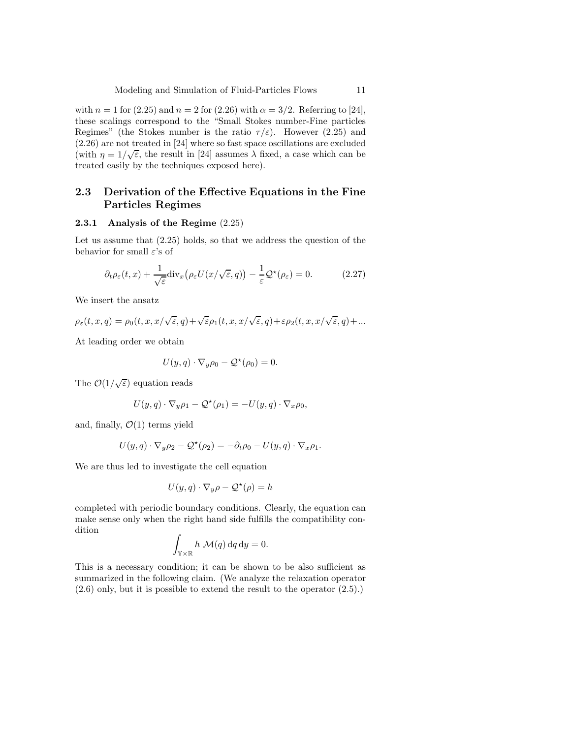with $n = 1$ for (2.25) and $n = 2$ for (2.26) with $\alpha = 3/2$. Referring to [24], these scalings correspond to the "Small Stokes number-Fine particles Regimes" (the Stokes number is the ratio $\tau/\varepsilon$). However (2.25) and (2.26) are not treated in [24] where so fast space oscillations are excluded (with $\eta = 1/\sqrt{\varepsilon}$, the result in [24] assumes $\lambda$ fixed, a case which can be treated easily by the techniques exposed here).

## 2.3 Derivation of the Effective Equations in the Fine Particles Regimes

### 2.3.1 Analysis of the Regime (2.25)

Let us assume that (2.25) holds, so that we address the question of the behavior for small $\varepsilon$'s of

$$\partial_t \rho_\varepsilon(t,x) + \frac{1}{\sqrt{\varepsilon}} \mathrm{div}_x\big(\rho_\varepsilon U(x/\sqrt{\varepsilon}, q)\big) - \frac{1}{\varepsilon} \mathcal{Q}^\star(\rho_\varepsilon) = 0. \tag{2.27}$$

We insert the ansatz

$$\rho_\varepsilon(t,x,q) = \rho_0(t,x,x/\sqrt{\varepsilon},q) + \sqrt{\varepsilon}\rho_1(t,x,x/\sqrt{\varepsilon},q) + \varepsilon\rho_2(t,x,x/\sqrt{\varepsilon},q) + ...$$

At leading order we obtain

$$U(y,q) \cdot \nabla_y \rho_0 - \mathcal{Q}^\star(\rho_0) = 0.$$

The $\mathcal{O}(1/\sqrt{\varepsilon})$ equation reads

$$U(y,q) \cdot \nabla_y \rho_1 - \mathcal{Q}^\star(\rho_1) = -U(y,q) \cdot \nabla_x \rho_0,$$

and, finally, $\mathcal{O}(1)$ terms yield

$$U(y,q) \cdot \nabla_y \rho_2 - \mathcal{Q}^\star(\rho_2) = -\partial_t \rho_0 - U(y,q) \cdot \nabla_x \rho_1.$$

We are thus led to investigate the cell equation

$$U(y,q) \cdot \nabla_y \rho - \mathcal{Q}^\star(\rho) = h$$

completed with periodic boundary conditions. Clearly, the equation can make sense only when the right hand side fulfills the compatibility condition

$$\int_{\mathbb{Y}\times\mathbb{R}} h \ \mathcal{M}(q) \, \mathrm{d}q \, \mathrm{d}y = 0.$$

This is a necessary condition; it can be shown to be also sufficient as summarized in the following claim. (We analyze the relaxation operator (2.6) only, but it is possible to extend the result to the operator (2.5).)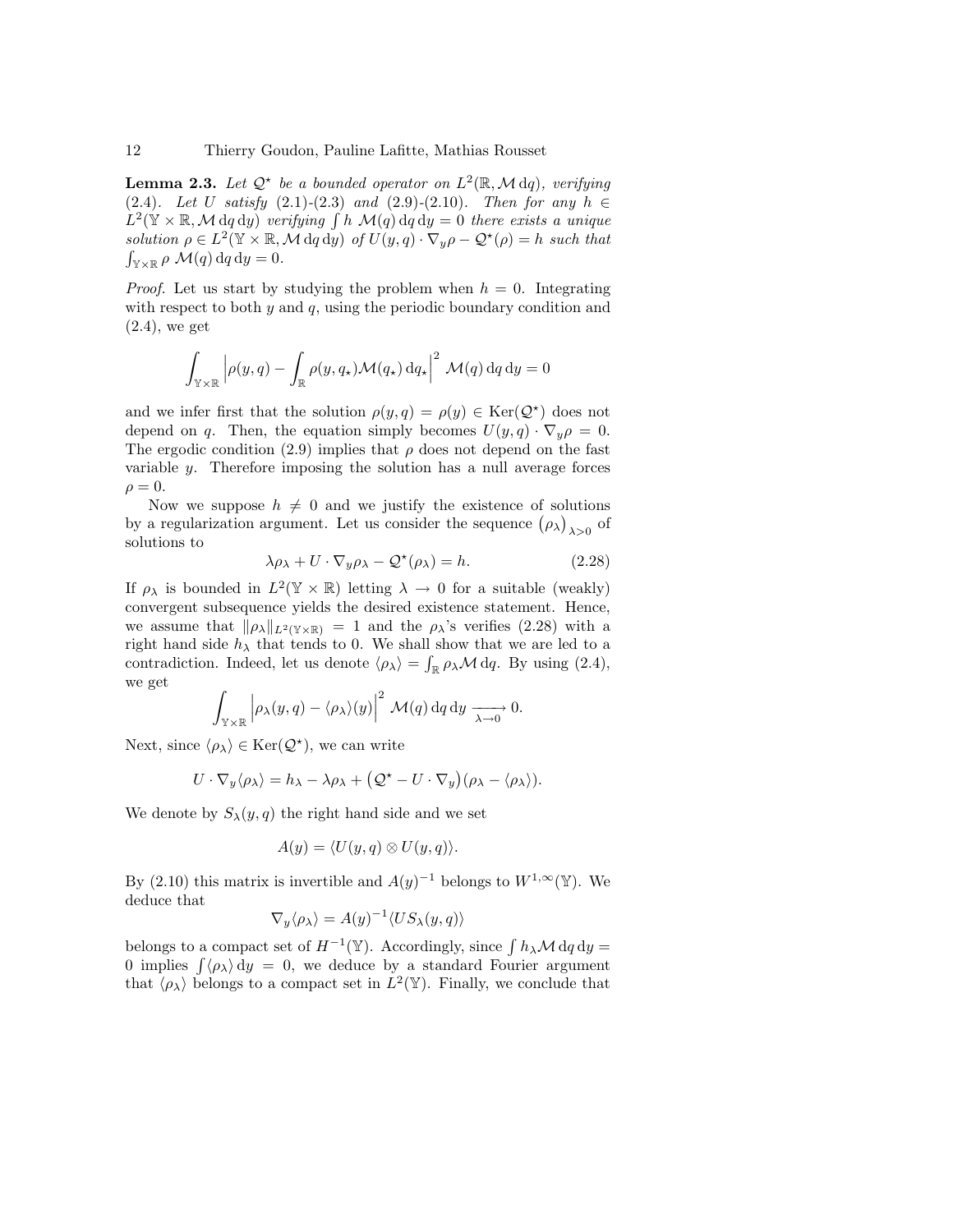**Lemma 2.3.** *Let $\mathcal{Q}^\star$ be a bounded operator on $L^2(\mathbb{R}, \mathcal{M}\,\mathrm{d}q)$, verifying (2.4). Let $U$ satisfy (2.1)-(2.3) and (2.9)-(2.10). Then for any $h \in L^2(\mathbb{Y}\times\mathbb{R}, \mathcal{M}\,\mathrm{d}q\,\mathrm{d}y)$ verifying $\int h\ \mathcal{M}(q)\,\mathrm{d}q\,\mathrm{d}y = 0$ there exists a unique solution $\rho \in L^2(\mathbb{Y}\times\mathbb{R}, \mathcal{M}\,\mathrm{d}q\,\mathrm{d}y)$ of $U(y,q)\cdot\nabla_y\rho - \mathcal{Q}^\star(\rho) = h$ such that $\int_{\mathbb{Y}\times\mathbb{R}} \rho\ \mathcal{M}(q)\,\mathrm{d}q\,\mathrm{d}y = 0$.*

*Proof.* Let us start by studying the problem when $h = 0$. Integrating with respect to both $y$ and $q$, using the periodic boundary condition and (2.4), we get

$$\int_{\mathbb{Y}\times\mathbb{R}} \Big|\rho(y,q) - \int_{\mathbb{R}} \rho(y,q_\star)\mathcal{M}(q_\star)\,\mathrm{d}q_\star\Big|^2\ \mathcal{M}(q)\,\mathrm{d}q\,\mathrm{d}y = 0$$

and we infer first that the solution $\rho(y,q) = \rho(y) \in \mathrm{Ker}(\mathcal{Q}^\star)$ does not depend on $q$. Then, the equation simply becomes $U(y,q)\cdot\nabla_y\rho = 0$. The ergodic condition (2.9) implies that $\rho$ does not depend on the fast variable $y$. Therefore imposing the solution has a null average forces $\rho = 0$.

Now we suppose $h \neq 0$ and we justify the existence of solutions by a regularization argument. Let us consider the sequence $(\rho_\lambda)_{\lambda>0}$ of solutions to

$$\lambda\rho_\lambda + U\cdot\nabla_y\rho_\lambda - \mathcal{Q}^\star(\rho_\lambda) = h. \tag{2.28}$$

If $\rho_\lambda$ is bounded in $L^2(\mathbb{Y}\times\mathbb{R})$ letting $\lambda \to 0$ for a suitable (weakly) convergent subsequence yields the desired existence statement. Hence, we assume that $\|\rho_\lambda\|_{L^2(\mathbb{Y}\times\mathbb{R})} = 1$ and the $\rho_\lambda$'s verifies (2.28) with a right hand side $h_\lambda$ that tends to 0. We shall show that we are led to a contradiction. Indeed, let us denote $\langle\rho_\lambda\rangle = \int_{\mathbb{R}} \rho_\lambda\mathcal{M}\,\mathrm{d}q$. By using (2.4), we get

$$\int_{\mathbb{Y}\times\mathbb{R}} \Big|\rho_\lambda(y,q) - \langle\rho_\lambda\rangle(y)\Big|^2\ \mathcal{M}(q)\,\mathrm{d}q\,\mathrm{d}y \xrightarrow[\lambda\to 0]{} 0.$$

Next, since $\langle\rho_\lambda\rangle \in \mathrm{Ker}(\mathcal{Q}^\star)$, we can write

$$U\cdot\nabla_y\langle\rho_\lambda\rangle = h_\lambda - \lambda\rho_\lambda + \big(\mathcal{Q}^\star - U\cdot\nabla_y\big)(\rho_\lambda - \langle\rho_\lambda\rangle).$$

We denote by $S_\lambda(y,q)$ the right hand side and we set

$$A(y) = \langle U(y,q)\otimes U(y,q)\rangle.$$

By (2.10) this matrix is invertible and $A(y)^{-1}$ belongs to $W^{1,\infty}(\mathbb{Y})$. We deduce that

$$\nabla_y\langle\rho_\lambda\rangle = A(y)^{-1}\langle US_\lambda(y,q)\rangle$$

belongs to a compact set of $H^{-1}(\mathbb{Y})$. Accordingly, since $\int h_\lambda\mathcal{M}\,\mathrm{d}q\,\mathrm{d}y = 0$ implies $\int\langle\rho_\lambda\rangle\,\mathrm{d}y = 0$, we deduce by a standard Fourier argument that $\langle\rho_\lambda\rangle$ belongs to a compact set in $L^2(\mathbb{Y})$. Finally, we conclude that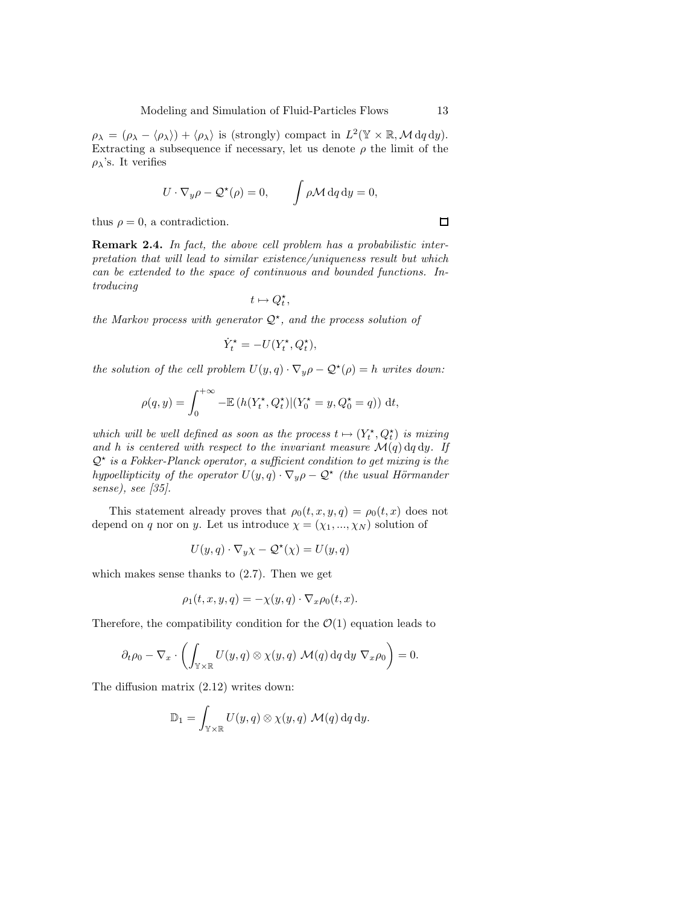$\rho_\lambda = (\rho_\lambda - \langle \rho_\lambda \rangle) + \langle \rho_\lambda \rangle$ is (strongly) compact in $L^2(\mathbb{Y} \times \mathbb{R}, \mathcal{M}\,\mathrm{d}q\,\mathrm{d}y)$. Extracting a subsequence if necessary, let us denote $\rho$ the limit of the $\rho_\lambda$'s. It verifies

$$U \cdot \nabla_y \rho - \mathcal{Q}^\star(\rho) = 0, \qquad \int \rho \mathcal{M}\,\mathrm{d}q\,\mathrm{d}y = 0,$$

thus $\rho = 0$, a contradiction. □

**Remark 2.4.** *In fact, the above cell problem has a probabilistic interpretation that will lead to similar existence/uniqueness result but which can be extended to the space of continuous and bounded functions. Introducing*

$$t \mapsto Q_t^\star,$$

*the Markov process with generator $\mathcal{Q}^\star$, and the process solution of*

$$\dot{Y}_t^\star = -U(Y_t^\star, Q_t^\star),$$

*the solution of the cell problem $U(y,q) \cdot \nabla_y \rho - \mathcal{Q}^\star(\rho) = h$ writes down:*

$$\rho(q,y) = \int_0^{+\infty} -\mathbb{E}\left(h(Y_t^\star, Q_t^\star) | (Y_0^\star = y, Q_0^\star = q)\right)\,\mathrm{d}t,$$

*which will be well defined as soon as the process $t \mapsto (Y_t^\star, Q_t^\star)$ is mixing and $h$ is centered with respect to the invariant measure $\mathcal{M}(q)\,\mathrm{d}q\,\mathrm{d}y$. If $\mathcal{Q}^\star$ is a Fokker-Planck operator, a sufficient condition to get mixing is the hypoellipticity of the operator $U(y,q) \cdot \nabla_y \rho - \mathcal{Q}^\star$ (the usual Hörmander sense), see [35].*

This statement already proves that $\rho_0(t,x,y,q) = \rho_0(t,x)$ does not depend on $q$ nor on $y$. Let us introduce $\chi = (\chi_1, ..., \chi_N)$ solution of

$$U(y,q) \cdot \nabla_y \chi - \mathcal{Q}^\star(\chi) = U(y,q)$$

which makes sense thanks to (2.7). Then we get

$$\rho_1(t,x,y,q) = -\chi(y,q) \cdot \nabla_x \rho_0(t,x).$$

Therefore, the compatibility condition for the $\mathcal{O}(1)$ equation leads to

$$\partial_t \rho_0 - \nabla_x \cdot \left( \int_{\mathbb{Y} \times \mathbb{R}} U(y,q) \otimes \chi(y,q)\ \mathcal{M}(q)\,\mathrm{d}q\,\mathrm{d}y\ \nabla_x \rho_0 \right) = 0.$$

The diffusion matrix (2.12) writes down:

$$\mathbb{D}_1 = \int_{\mathbb{Y} \times \mathbb{R}} U(y,q) \otimes \chi(y,q)\ \mathcal{M}(q)\,\mathrm{d}q\,\mathrm{d}y.$$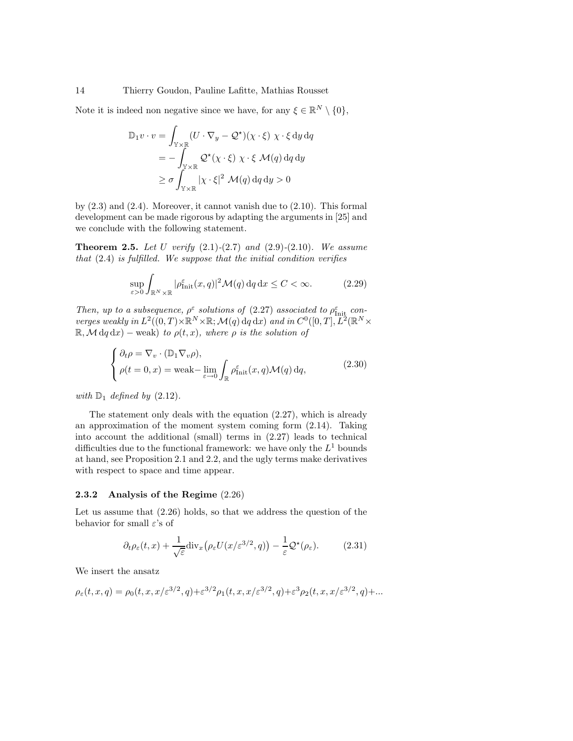Note it is indeed non negative since we have, for any $\xi \in \mathbb{R}^N \setminus \{0\}$,

$$
\begin{aligned}
\mathbb{D}_1 v \cdot v &= \int_{\mathbb{Y}\times\mathbb{R}} (U \cdot \nabla_y - \mathcal{Q}^\star)(\chi \cdot \xi)\ \chi \cdot \xi \,\mathrm{d}y\,\mathrm{d}q \\
&= -\int_{\mathbb{Y}\times\mathbb{R}} \mathcal{Q}^\star(\chi \cdot \xi)\ \chi \cdot \xi\ \mathcal{M}(q)\,\mathrm{d}q\,\mathrm{d}y \\
&\geq \sigma \int_{\mathbb{Y}\times\mathbb{R}} |\chi \cdot \xi|^2\ \mathcal{M}(q)\,\mathrm{d}q\,\mathrm{d}y > 0
\end{aligned}
$$

by (2.3) and (2.4). Moreover, it cannot vanish due to (2.10). This formal development can be made rigorous by adapting the arguments in [25] and we conclude with the following statement.

**Theorem 2.5.** *Let $U$ verify (2.1)-(2.7) and (2.9)-(2.10). We assume that (2.4) is fulfilled. We suppose that the initial condition verifies*

$$
\sup_{\varepsilon>0} \int_{\mathbb{R}^N\times\mathbb{R}} |\rho^\varepsilon_{\mathrm{Init}}(x,q)|^2 \mathcal{M}(q)\,\mathrm{d}q\,\mathrm{d}x \leq C < \infty. \tag{2.29}
$$

*Then, up to a subsequence, $\rho^\varepsilon$ solutions of (2.27) associated to $\rho^\varepsilon_{\mathrm{Init}}$ converges weakly in $L^2((0,T)\times\mathbb{R}^N\times\mathbb{R};\mathcal{M}(q)\,\mathrm{d}q\,\mathrm{d}x)$ and in $C^0([0,T], L^2(\mathbb{R}^N\times\mathbb{R}, \mathcal{M}\,\mathrm{d}q\,\mathrm{d}x) - \mathrm{weak})$ to $\rho(t,x)$, where $\rho$ is the solution of*

$$
\begin{cases}
\partial_t \rho = \nabla_v \cdot (\mathbb{D}_1 \nabla_v \rho), \\
\rho(t=0,x) = \mathrm{weak-}\lim\limits_{\varepsilon\to 0} \displaystyle\int_{\mathbb{R}} \rho^\varepsilon_{\mathrm{Init}}(x,q)\mathcal{M}(q)\,\mathrm{d}q,
\end{cases} \tag{2.30}
$$

*with $\mathbb{D}_1$ defined by (2.12).*

The statement only deals with the equation (2.27), which is already an approximation of the moment system coming form (2.14). Taking into account the additional (small) terms in (2.27) leads to technical difficulties due to the functional framework: we have only the $L^1$ bounds at hand, see Proposition 2.1 and 2.2, and the ugly terms make derivatives with respect to space and time appear.

### 2.3.2 Analysis of the Regime (2.26)

Let us assume that (2.26) holds, so that we address the question of the behavior for small $\varepsilon$'s of

$$
\partial_t \rho_\varepsilon(t,x) + \frac{1}{\sqrt{\varepsilon}} \mathrm{div}_x\big(\rho_\varepsilon U(x/\varepsilon^{3/2}, q)\big) - \frac{1}{\varepsilon}\mathcal{Q}^\star(\rho_\varepsilon). \tag{2.31}
$$

We insert the ansatz

$$
\rho_\varepsilon(t,x,q) = \rho_0(t,x,x/\varepsilon^{3/2},q) + \varepsilon^{3/2}\rho_1(t,x,x/\varepsilon^{3/2},q) + \varepsilon^3 \rho_2(t,x,x/\varepsilon^{3/2},q) + ...
$$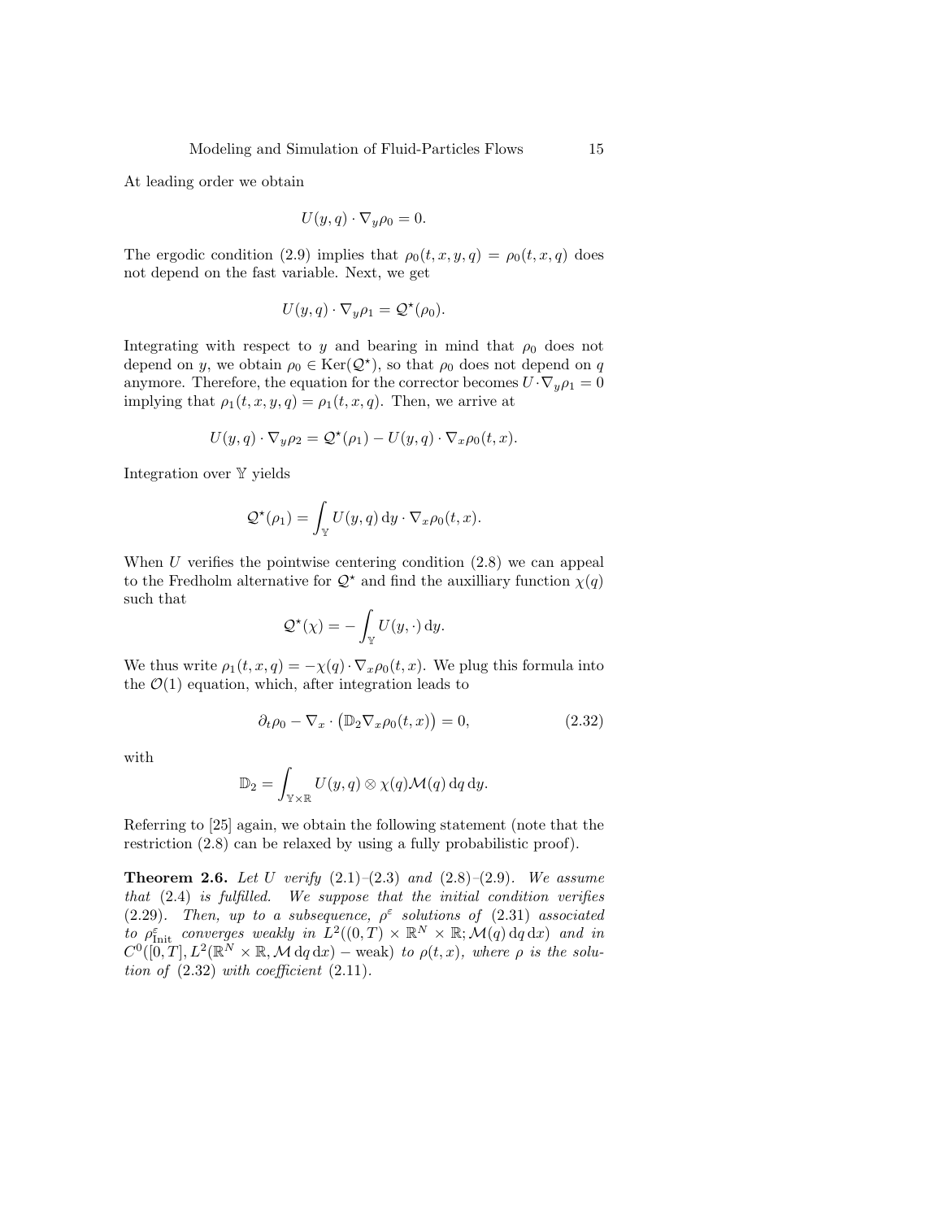At leading order we obtain

$$U(y, q) \cdot \nabla_y \rho_0 = 0.$$

The ergodic condition (2.9) implies that $\rho_0(t, x, y, q) = \rho_0(t, x, q)$ does not depend on the fast variable. Next, we get

$$U(y, q) \cdot \nabla_y \rho_1 = \mathcal{Q}^\star(\rho_0).$$

Integrating with respect to $y$ and bearing in mind that $\rho_0$ does not depend on $y$, we obtain $\rho_0 \in \mathrm{Ker}(\mathcal{Q}^\star)$, so that $\rho_0$ does not depend on $q$ anymore. Therefore, the equation for the corrector becomes $U \cdot \nabla_y \rho_1 = 0$ implying that $\rho_1(t, x, y, q) = \rho_1(t, x, q)$. Then, we arrive at

$$U(y, q) \cdot \nabla_y \rho_2 = \mathcal{Q}^\star(\rho_1) - U(y, q) \cdot \nabla_x \rho_0(t, x).$$

Integration over $\mathbb{Y}$ yields

$$\mathcal{Q}^\star(\rho_1) = \int_{\mathbb{Y}} U(y, q)\, \mathrm{d}y \cdot \nabla_x \rho_0(t, x).$$

When $U$ verifies the pointwise centering condition (2.8) we can appeal to the Fredholm alternative for $\mathcal{Q}^\star$ and find the auxilliary function $\chi(q)$ such that

$$\mathcal{Q}^\star(\chi) = -\int_{\mathbb{Y}} U(y, \cdot)\, \mathrm{d}y.$$

We thus write $\rho_1(t, x, q) = -\chi(q) \cdot \nabla_x \rho_0(t, x)$. We plug this formula into the $\mathcal{O}(1)$ equation, which, after integration leads to

$$\partial_t \rho_0 - \nabla_x \cdot \big(\mathbb{D}_2 \nabla_x \rho_0(t, x)\big) = 0, \tag{2.32}$$

with

$$\mathbb{D}_2 = \int_{\mathbb{Y} \times \mathbb{R}} U(y, q) \otimes \chi(q) \mathcal{M}(q)\, \mathrm{d}q\, \mathrm{d}y.$$

Referring to [25] again, we obtain the following statement (note that the restriction (2.8) can be relaxed by using a fully probabilistic proof).

**Theorem 2.6.** *Let $U$ verify (2.1)–(2.3) and (2.8)–(2.9). We assume that (2.4) is fulfilled. We suppose that the initial condition verifies (2.29). Then, up to a subsequence, $\rho^\varepsilon$ solutions of (2.31) associated to $\rho^\varepsilon_{\mathrm{Init}}$ converges weakly in $L^2((0, T) \times \mathbb{R}^N \times \mathbb{R}; \mathcal{M}(q)\, \mathrm{d}q\, \mathrm{d}x)$ and in $C^0([0, T], L^2(\mathbb{R}^N \times \mathbb{R}, \mathcal{M}\, \mathrm{d}q\, \mathrm{d}x) - \text{weak})$ to $\rho(t, x)$, where $\rho$ is the solution of (2.32) with coefficient (2.11).*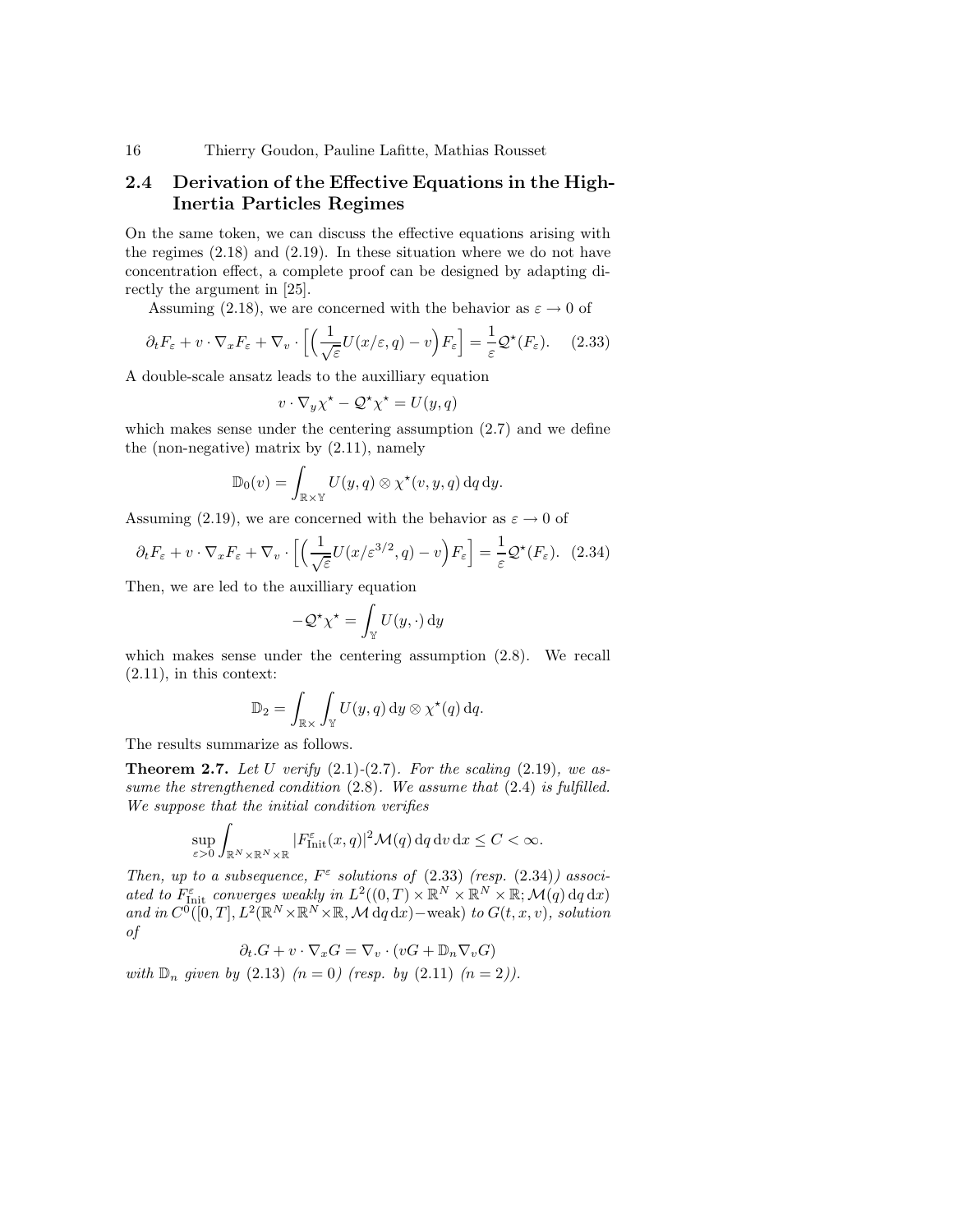## 2.4 Derivation of the Effective Equations in the High-Inertia Particles Regimes

On the same token, we can discuss the effective equations arising with the regimes (2.18) and (2.19). In these situation where we do not have concentration effect, a complete proof can be designed by adapting directly the argument in [25].

Assuming (2.18), we are concerned with the behavior as $\varepsilon \to 0$ of

$$\partial_t F_\varepsilon + v \cdot \nabla_x F_\varepsilon + \nabla_v \cdot \Big[\Big(\frac{1}{\sqrt{\varepsilon}} U(x/\varepsilon, q) - v\Big) F_\varepsilon\Big] = \frac{1}{\varepsilon} \mathcal{Q}^\star(F_\varepsilon). \quad (2.33)$$

A double-scale ansatz leads to the auxilliary equation

$$v \cdot \nabla_y \chi^\star - \mathcal{Q}^\star \chi^\star = U(y, q)$$

which makes sense under the centering assumption (2.7) and we define the (non-negative) matrix by (2.11), namely

$$\mathbb{D}_0(v) = \int_{\mathbb{R} \times \mathbb{Y}} U(y, q) \otimes \chi^\star(v, y, q) \, \mathrm{d}q \, \mathrm{d}y.$$

Assuming (2.19), we are concerned with the behavior as $\varepsilon \to 0$ of

$$\partial_t F_\varepsilon + v \cdot \nabla_x F_\varepsilon + \nabla_v \cdot \Big[\Big(\frac{1}{\sqrt{\varepsilon}} U(x/\varepsilon^{3/2}, q) - v\Big) F_\varepsilon\Big] = \frac{1}{\varepsilon} \mathcal{Q}^\star(F_\varepsilon). \quad (2.34)$$

Then, we are led to the auxilliary equation

$$-\mathcal{Q}^\star \chi^\star = \int_{\mathbb{Y}} U(y, \cdot) \, \mathrm{d}y$$

which makes sense under the centering assumption (2.8). We recall (2.11), in this context:

$$\mathbb{D}_2 = \int_{\mathbb{R} \times} \int_{\mathbb{Y}} U(y, q) \, \mathrm{d}y \otimes \chi^\star(q) \, \mathrm{d}q.$$

The results summarize as follows.

**Theorem 2.7.** *Let $U$ verify (2.1)-(2.7). For the scaling (2.19), we assume the strengthened condition (2.8). We assume that (2.4) is fulfilled. We suppose that the initial condition verifies*

$$\sup_{\varepsilon > 0} \int_{\mathbb{R}^N \times \mathbb{R}^N \times \mathbb{R}} |F^\varepsilon_{\mathrm{Init}}(x, q)|^2 \mathcal{M}(q) \, \mathrm{d}q \, \mathrm{d}v \, \mathrm{d}x \le C < \infty.$$

*Then, up to a subsequence, $F^\varepsilon$ solutions of (2.33) (resp. (2.34)) associated to $F^\varepsilon_{\mathrm{Init}}$ converges weakly in $L^2((0,T) \times \mathbb{R}^N \times \mathbb{R}^N \times \mathbb{R}; \mathcal{M}(q) \, \mathrm{d}q \, \mathrm{d}x)$ and in $C^0([0,T], L^2(\mathbb{R}^N \times \mathbb{R}^N \times \mathbb{R}, \mathcal{M} \, \mathrm{d}q \, \mathrm{d}x) - \mathrm{weak})$ to $G(t, x, v)$, solution of*

$$\partial_t . G + v \cdot \nabla_x G = \nabla_v \cdot (vG + \mathbb{D}_n \nabla_v G)$$

*with $\mathbb{D}_n$ given by (2.13) ($n = 0$) (resp. by (2.11) ($n = 2$)).*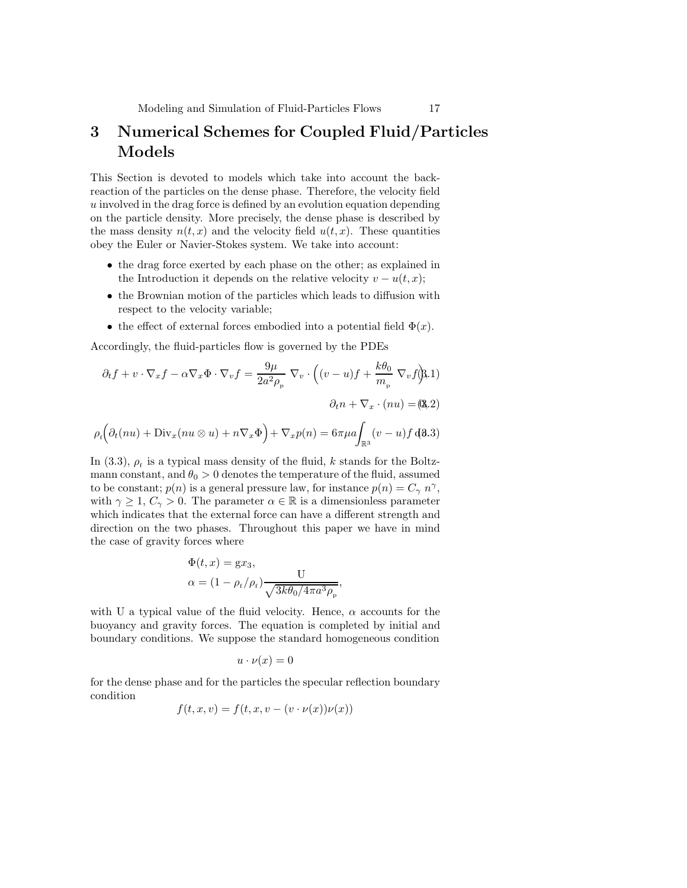# 3 Numerical Schemes for Coupled Fluid/Particles Models

This Section is devoted to models which take into account the back-reaction of the particles on the dense phase. Therefore, the velocity field $u$ involved in the drag force is defined by an evolution equation depending on the particle density. More precisely, the dense phase is described by the mass density $n(t,x)$ and the velocity field $u(t,x)$. These quantities obey the Euler or Navier-Stokes system. We take into account:

- the drag force exerted by each phase on the other; as explained in the Introduction it depends on the relative velocity $v - u(t,x)$;
- the Brownian motion of the particles which leads to diffusion with respect to the velocity variable;
- the effect of external forces embodied into a potential field $\Phi(x)$.

Accordingly, the fluid-particles flow is governed by the PDEs

$$\partial_t f + v \cdot \nabla_x f - \alpha \nabla_x \Phi \cdot \nabla_v f = \frac{9\mu}{2a^2\rho_{\mathrm{p}}} \, \nabla_v \cdot \Big( (v-u)f + \frac{k\theta_0}{m_{\mathrm{p}}} \, \nabla_v f \Big), \tag{3.1}$$

$$\partial_t n + \nabla_x \cdot (nu) = 0, \tag{3.2}$$

$$\rho_{\mathrm{f}} \Big( \partial_t(nu) + \mathrm{Div}_x(nu \otimes u) + n\nabla_x \Phi \Big) + \nabla_x p(n) = 6\pi\mu a \int_{\mathbb{R}^3} (v-u) f \, dv. \tag{3.3}$$

In (3.3), $\rho_{\mathrm{f}}$ is a typical mass density of the fluid, $k$ stands for the Boltzmann constant, and $\theta_0 > 0$ denotes the temperature of the fluid, assumed to be constant; $p(n)$ is a general pressure law, for instance $p(n) = C_\gamma \, n^\gamma$, with $\gamma \geq 1$, $C_\gamma > 0$. The parameter $\alpha \in \mathbb{R}$ is a dimensionless parameter which indicates that the external force can have a different strength and direction on the two phases. Throughout this paper we have in mind the case of gravity forces where

$$\Phi(t,x) = \mathrm{g} x_3,$$
$$\alpha = (1 - \rho_{\mathrm{f}}/\rho_{\mathrm{f}}) \frac{\mathrm{U}}{\sqrt{3k\theta_0/4\pi a^3 \rho_{\mathrm{p}}}},$$

with U a typical value of the fluid velocity. Hence, $\alpha$ accounts for the buoyancy and gravity forces. The equation is completed by initial and boundary conditions. We suppose the standard homogeneous condition

$$u \cdot \nu(x) = 0$$

for the dense phase and for the particles the specular reflection boundary condition

$$f(t,x,v) = f(t,x,v - (v \cdot \nu(x))\nu(x))$$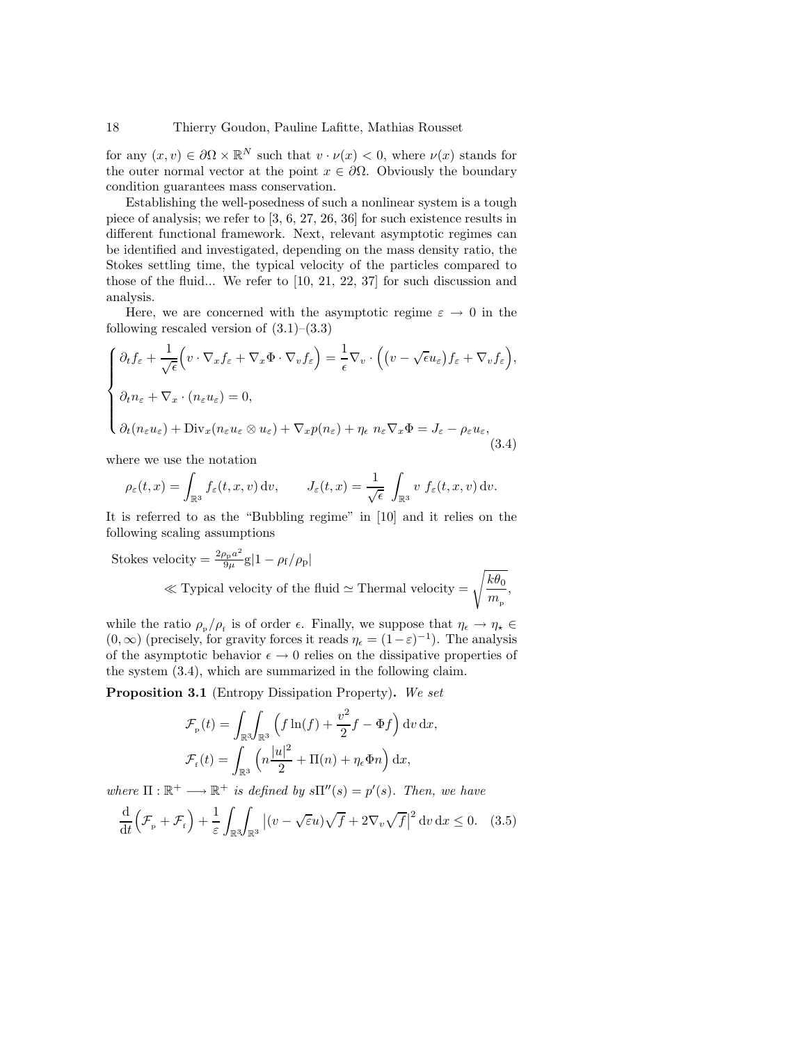for any $(x, v) \in \partial\Omega \times \mathbb{R}^N$ such that $v \cdot \nu(x) < 0$, where $\nu(x)$ stands for the outer normal vector at the point $x \in \partial\Omega$. Obviously the boundary condition guarantees mass conservation.

Establishing the well-posedness of such a nonlinear system is a tough piece of analysis; we refer to [3, 6, 27, 26, 36] for such existence results in different functional framework. Next, relevant asymptotic regimes can be identified and investigated, depending on the mass density ratio, the Stokes settling time, the typical velocity of the particles compared to those of the fluid... We refer to [10, 21, 22, 37] for such discussion and analysis.

Here, we are concerned with the asymptotic regime $\varepsilon \to 0$ in the following rescaled version of (3.1)–(3.3)

$$
\begin{cases}
\partial_t f_\varepsilon + \dfrac{1}{\sqrt{\epsilon}}\Big(v \cdot \nabla_x f_\varepsilon + \nabla_x \Phi \cdot \nabla_v f_\varepsilon\Big) = \dfrac{1}{\epsilon}\nabla_v \cdot \Big(\big(v - \sqrt{\epsilon} u_\varepsilon\big) f_\varepsilon + \nabla_v f_\varepsilon\Big), \\[2mm]
\partial_t n_\varepsilon + \nabla_x \cdot (n_\varepsilon u_\varepsilon) = 0, \\[2mm]
\partial_t (n_\varepsilon u_\varepsilon) + \mathrm{Div}_x (n_\varepsilon u_\varepsilon \otimes u_\varepsilon) + \nabla_x p(n_\varepsilon) + \eta_\epsilon \; n_\varepsilon \nabla_x \Phi = J_\varepsilon - \rho_\varepsilon u_\varepsilon,
\end{cases}
\tag{3.4}
$$

where we use the notation

$$
\rho_\varepsilon(t, x) = \int_{\mathbb{R}^3} f_\varepsilon(t, x, v)\,\mathrm{d}v, \qquad J_\varepsilon(t, x) = \frac{1}{\sqrt{\epsilon}} \int_{\mathbb{R}^3} v \; f_\varepsilon(t, x, v)\,\mathrm{d}v.
$$

It is referred to as the "Bubbling regime" in [10] and it relies on the following scaling assumptions

$$
\text{Stokes velocity} = \tfrac{2\rho_{\mathrm{p}} a^2}{9\mu} \mathrm{g} |1 - \rho_{\mathrm{f}}/\rho_{\mathrm{p}}|
$$
$$
\ll \text{Typical velocity of the fluid} \simeq \text{Thermal velocity} = \sqrt{\frac{k\theta_0}{m_{\mathrm{p}}}},
$$

while the ratio $\rho_{\mathrm{p}}/\rho_{\mathrm{f}}$ is of order $\epsilon$. Finally, we suppose that $\eta_\epsilon \to \eta_\star \in (0, \infty)$ (precisely, for gravity forces it reads $\eta_\epsilon = (1-\varepsilon)^{-1}$). The analysis of the asymptotic behavior $\epsilon \to 0$ relies on the dissipative properties of the system (3.4), which are summarized in the following claim.

**Proposition 3.1** (Entropy Dissipation Property)**.** *We set*

$$
\mathcal{F}_{\mathrm{p}}(t) = \int_{\mathbb{R}^3}\!\int_{\mathbb{R}^3} \Big(f \ln(f) + \frac{v^2}{2} f - \Phi f\Big)\,\mathrm{d}v\,\mathrm{d}x,
$$
$$
\mathcal{F}_{\mathrm{f}}(t) = \int_{\mathbb{R}^3} \Big(n \frac{|u|^2}{2} + \Pi(n) + \eta_\epsilon \Phi n\Big)\,\mathrm{d}x,
$$

*where $\Pi : \mathbb{R}^+ \longrightarrow \mathbb{R}^+$ is defined by $s\Pi''(s) = p'(s)$. Then, we have*

$$
\frac{\mathrm{d}}{\mathrm{d}t}\Big(\mathcal{F}_{\mathrm{p}} + \mathcal{F}_{\mathrm{f}}\Big) + \frac{1}{\varepsilon} \int_{\mathbb{R}^3}\!\int_{\mathbb{R}^3} \big|(v - \sqrt{\varepsilon} u)\sqrt{f} + 2\nabla_v \sqrt{f}\big|^2\,\mathrm{d}v\,\mathrm{d}x \leq 0. \tag{3.5}
$$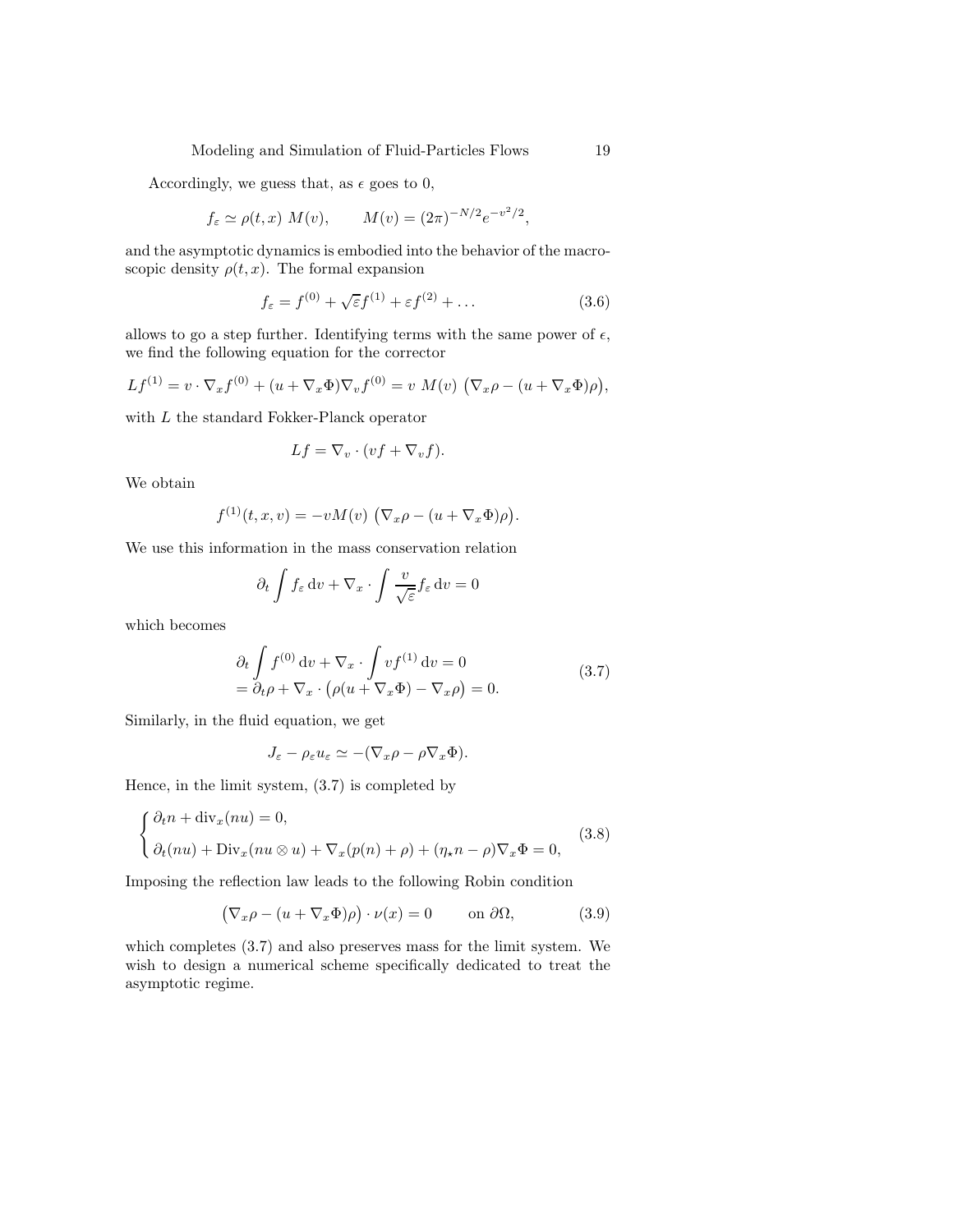Accordingly, we guess that, as $\epsilon$ goes to 0,

$$f_\varepsilon \simeq \rho(t,x)\ M(v), \qquad M(v) = (2\pi)^{-N/2} e^{-v^2/2},$$

and the asymptotic dynamics is embodied into the behavior of the macroscopic density $\rho(t,x)$. The formal expansion

$$f_\varepsilon = f^{(0)} + \sqrt{\varepsilon} f^{(1)} + \varepsilon f^{(2)} + \dots \tag{3.6}$$

allows to go a step further. Identifying terms with the same power of $\epsilon$, we find the following equation for the corrector

$$Lf^{(1)} = v \cdot \nabla_x f^{(0)} + (u + \nabla_x \Phi) \nabla_v f^{(0)} = v\ M(v)\ \big(\nabla_x \rho - (u + \nabla_x \Phi)\rho\big),$$

with $L$ the standard Fokker-Planck operator

$$Lf = \nabla_v \cdot (vf + \nabla_v f).$$

We obtain

$$f^{(1)}(t,x,v) = -vM(v)\ \big(\nabla_x \rho - (u + \nabla_x \Phi)\rho\big).$$

We use this information in the mass conservation relation

$$\partial_t \int f_\varepsilon \, \mathrm{d}v + \nabla_x \cdot \int \frac{v}{\sqrt{\varepsilon}} f_\varepsilon \, \mathrm{d}v = 0$$

which becomes

$$\begin{aligned} &\partial_t \int f^{(0)} \, \mathrm{d}v + \nabla_x \cdot \int v f^{(1)} \, \mathrm{d}v = 0 \\ &= \partial_t \rho + \nabla_x \cdot \big(\rho(u + \nabla_x \Phi) - \nabla_x \rho\big) = 0. \end{aligned} \tag{3.7}$$

Similarly, in the fluid equation, we get

$$J_\varepsilon - \rho_\varepsilon u_\varepsilon \simeq -(\nabla_x \rho - \rho \nabla_x \Phi).$$

Hence, in the limit system, (3.7) is completed by

$$\begin{cases} \partial_t n + \mathrm{div}_x(nu) = 0, \\ \partial_t(nu) + \mathrm{Div}_x(nu \otimes u) + \nabla_x(p(n) + \rho) + (\eta_\star n - \rho)\nabla_x \Phi = 0, \end{cases} \tag{3.8}$$

Imposing the reflection law leads to the following Robin condition

$$\big(\nabla_x \rho - (u + \nabla_x \Phi)\rho\big) \cdot \nu(x) = 0 \qquad \text{on } \partial\Omega, \tag{3.9}$$

which completes (3.7) and also preserves mass for the limit system. We wish to design a numerical scheme specifically dedicated to treat the asymptotic regime.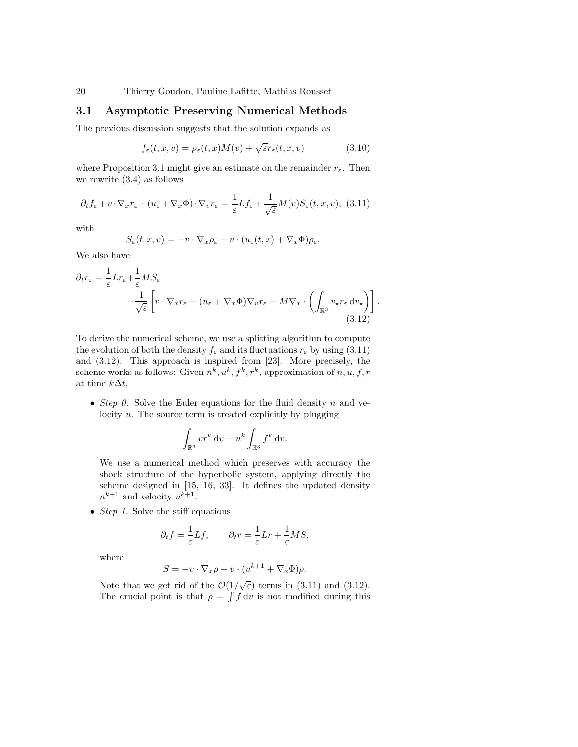## 3.1 Asymptotic Preserving Numerical Methods

The previous discussion suggests that the solution expands as

$$f_\varepsilon(t,x,v) = \rho_\varepsilon(t,x)M(v) + \sqrt{\varepsilon}r_\varepsilon(t,x,v) \tag{3.10}$$

where Proposition 3.1 might give an estimate on the remainder $r_\varepsilon$. Then we rewrite (3.4) as follows

$$\partial_t f_\varepsilon + v\cdot\nabla_x r_\varepsilon + (u_\varepsilon + \nabla_x\Phi)\cdot\nabla_v r_\varepsilon = \frac{1}{\varepsilon}Lf_\varepsilon + \frac{1}{\sqrt{\varepsilon}}M(v)S_\varepsilon(t,x,v), \tag{3.11}$$

with

$$S_\varepsilon(t,x,v) = -v\cdot\nabla_x\rho_\varepsilon - v\cdot(u_\varepsilon(t,x) + \nabla_x\Phi)\rho_\varepsilon.$$

We also have

$$\partial_t r_\varepsilon = \frac{1}{\varepsilon}Lr_\varepsilon + \frac{1}{\varepsilon}MS_\varepsilon - \frac{1}{\sqrt{\varepsilon}}\left[v\cdot\nabla_x r_\varepsilon + (u_\varepsilon+\nabla_x\Phi)\nabla_v r_\varepsilon - M\nabla_x\cdot\left(\int_{\mathbb{R}^3} v_\star r_\varepsilon\,\mathrm{d}v_\star\right)\right]. \tag{3.12}$$

To derive the numerical scheme, we use a splitting algorithm to compute the evolution of both the density $f_\varepsilon$ and its fluctuations $r_\varepsilon$ by using (3.11) and (3.12). This approach is inspired from [23]. More precisely, the scheme works as follows: Given $n^k, u^k, f^k, r^k$, approximation of $n, u, f, r$ at time $k\Delta t$,

- *Step 0.* Solve the Euler equations for the fluid density $n$ and velocity $u$. The source term is treated explicitly by plugging

$$\int_{\mathbb{R}^3} vr^k\,\mathrm{d}v - u^k\int_{\mathbb{R}^3} f^k\,\mathrm{d}v.$$

  We use a numerical method which preserves with accuracy the shock structure of the hyperbolic system, applying directly the scheme designed in [15, 16, 33]. It defines the updated density $n^{k+1}$ and velocity $u^{k+1}$.

- *Step 1.* Solve the stiff equations

$$\partial_t f = \frac{1}{\varepsilon}Lf, \qquad \partial_t r = \frac{1}{\varepsilon}Lr + \frac{1}{\varepsilon}MS,$$

  where

$$S = -v\cdot\nabla_x\rho + v\cdot(u^{k+1}+\nabla_x\Phi)\rho.$$

  Note that we get rid of the $\mathcal{O}(1/\sqrt{\varepsilon})$ terms in (3.11) and (3.12). The crucial point is that $\rho = \int f\,\mathrm{d}v$ is not modified during this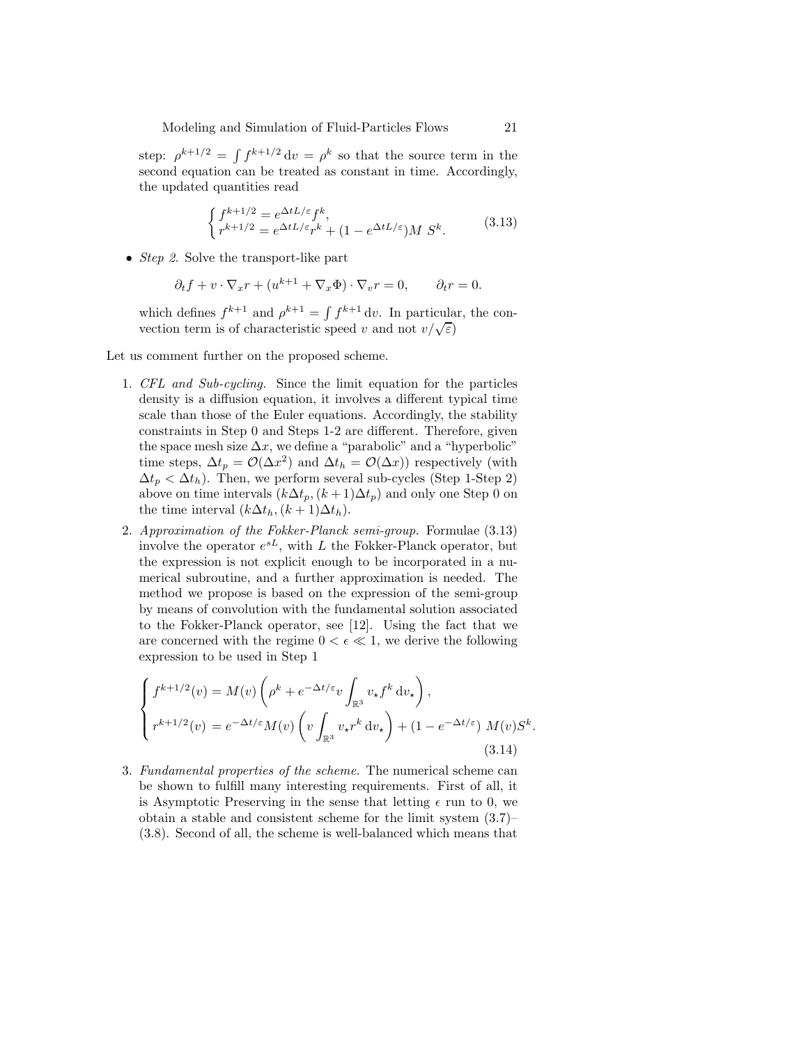step: $\rho^{k+1/2} = \int f^{k+1/2}\,\mathrm{d}v = \rho^k$ so that the source term in the second equation can be treated as constant in time. Accordingly, the updated quantities read

$$\begin{cases} f^{k+1/2} = e^{\Delta t L/\varepsilon} f^k, \\ r^{k+1/2} = e^{\Delta t L/\varepsilon} r^k + (1 - e^{\Delta t L/\varepsilon}) M\ S^k. \end{cases} \tag{3.13}$$

- *Step 2.* Solve the transport-like part

$$\partial_t f + v \cdot \nabla_x r + (u^{k+1} + \nabla_x \Phi) \cdot \nabla_v r = 0, \qquad \partial_t r = 0.$$

which defines $f^{k+1}$ and $\rho^{k+1} = \int f^{k+1}\,\mathrm{d}v$. In particular, the convection term is of characteristic speed $v$ and not $v/\sqrt{\varepsilon}$)

Let us comment further on the proposed scheme.

1. *CFL and Sub-cycling.* Since the limit equation for the particles density is a diffusion equation, it involves a different typical time scale than those of the Euler equations. Accordingly, the stability constraints in Step 0 and Steps 1-2 are different. Therefore, given the space mesh size $\Delta x$, we define a "parabolic" and a "hyperbolic" time steps, $\Delta t_p = \mathcal{O}(\Delta x^2)$ and $\Delta t_h = \mathcal{O}(\Delta x)$) respectively (with $\Delta t_p < \Delta t_h$). Then, we perform several sub-cycles (Step 1-Step 2) above on time intervals $(k\Delta t_p, (k+1)\Delta t_p)$ and only one Step 0 on the time interval $(k\Delta t_h, (k+1)\Delta t_h)$.

2. *Approximation of the Fokker-Planck semi-group.* Formulae (3.13) involve the operator $e^{sL}$, with $L$ the Fokker-Planck operator, but the expression is not explicit enough to be incorporated in a numerical subroutine, and a further approximation is needed. The method we propose is based on the expression of the semi-group by means of convolution with the fundamental solution associated to the Fokker-Planck operator, see [12]. Using the fact that we are concerned with the regime $0 < \epsilon \ll 1$, we derive the following expression to be used in Step 1

$$\begin{cases} f^{k+1/2}(v) = M(v) \left( \rho^k + e^{-\Delta t/\varepsilon} v \displaystyle\int_{\mathbb{R}^3} v_\star f^k \,\mathrm{d}v_\star \right), \\ r^{k+1/2}(v) = e^{-\Delta t/\varepsilon} M(v) \left( v \displaystyle\int_{\mathbb{R}^3} v_\star r^k \,\mathrm{d}v_\star \right) + (1 - e^{-\Delta t/\varepsilon})\ M(v) S^k. \end{cases} \tag{3.14}$$

3. *Fundamental properties of the scheme.* The numerical scheme can be shown to fulfill many interesting requirements. First of all, it is Asymptotic Preserving in the sense that letting $\epsilon$ run to 0, we obtain a stable and consistent scheme for the limit system (3.7)–(3.8). Second of all, the scheme is well-balanced which means that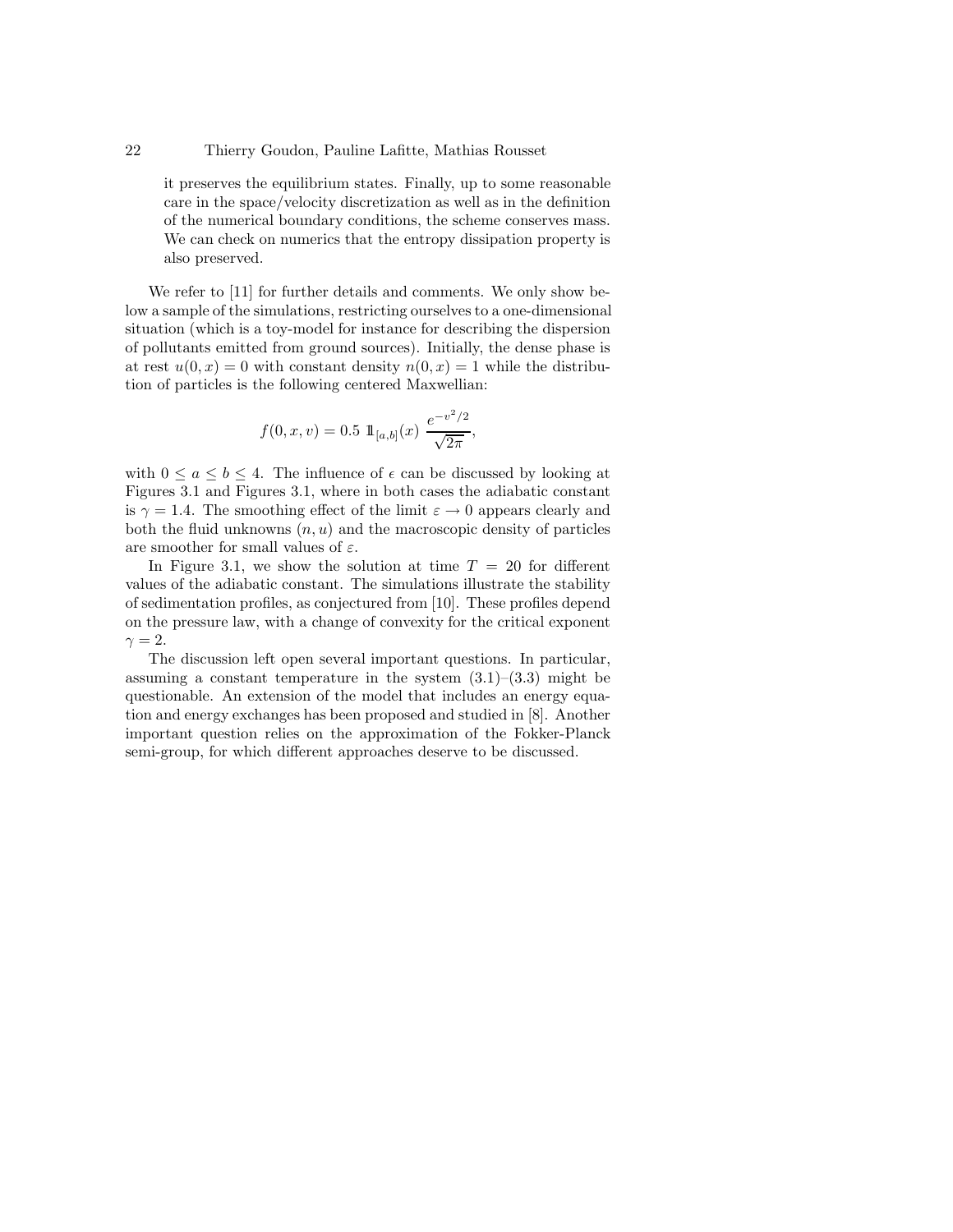it preserves the equilibrium states. Finally, up to some reasonable care in the space/velocity discretization as well as in the definition of the numerical boundary conditions, the scheme conserves mass. We can check on numerics that the entropy dissipation property is also preserved.

We refer to [11] for further details and comments. We only show below a sample of the simulations, restricting ourselves to a one-dimensional situation (which is a toy-model for instance for describing the dispersion of pollutants emitted from ground sources). Initially, the dense phase is at rest $u(0,x) = 0$ with constant density $n(0,x) = 1$ while the distribution of particles is the following centered Maxwellian:

$$f(0,x,v) = 0.5 \ \mathbb{1}_{[a,b]}(x) \ \frac{e^{-v^2/2}}{\sqrt{2\pi}},$$

with $0 \leq a \leq b \leq 4$. The influence of $\epsilon$ can be discussed by looking at Figures 3.1 and Figures 3.1, where in both cases the adiabatic constant is $\gamma = 1.4$. The smoothing effect of the limit $\varepsilon \to 0$ appears clearly and both the fluid unknowns $(n,u)$ and the macroscopic density of particles are smoother for small values of $\varepsilon$.

In Figure 3.1, we show the solution at time $T = 20$ for different values of the adiabatic constant. The simulations illustrate the stability of sedimentation profiles, as conjectured from [10]. These profiles depend on the pressure law, with a change of convexity for the critical exponent $\gamma = 2$.

The discussion left open several important questions. In particular, assuming a constant temperature in the system (3.1)–(3.3) might be questionable. An extension of the model that includes an energy equation and energy exchanges has been proposed and studied in [8]. Another important question relies on the approximation of the Fokker-Planck semi-group, for which different approaches deserve to be discussed.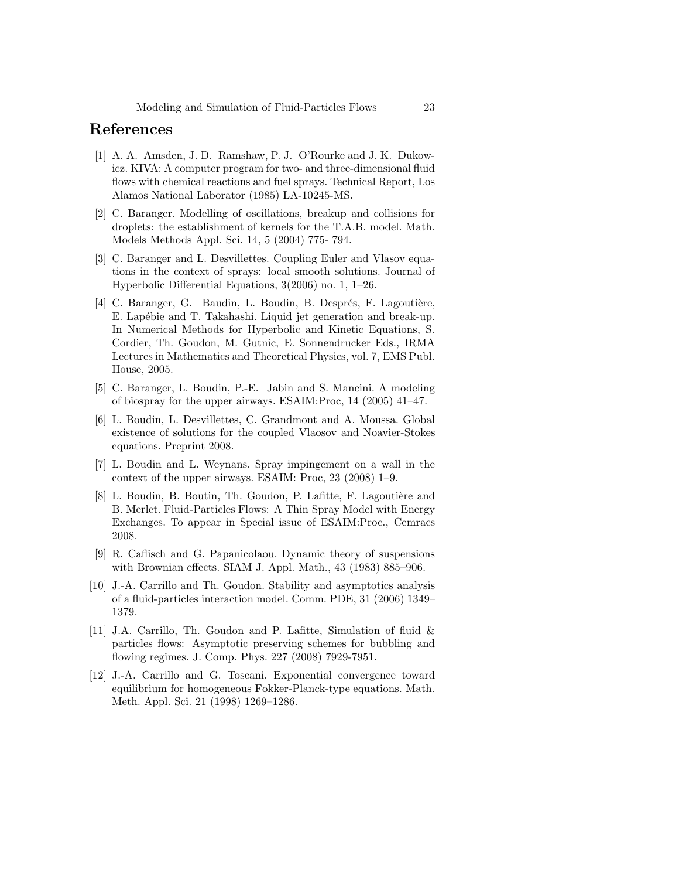## References

[1] A. A. Amsden, J. D. Ramshaw, P. J. O'Rourke and J. K. Dukowicz. KIVA: A computer program for two- and three-dimensional fluid flows with chemical reactions and fuel sprays. Technical Report, Los Alamos National Laborator (1985) LA-10245-MS.

[2] C. Baranger. Modelling of oscillations, breakup and collisions for droplets: the establishment of kernels for the T.A.B. model. Math. Models Methods Appl. Sci. 14, 5 (2004) 775- 794.

[3] C. Baranger and L. Desvillettes. Coupling Euler and Vlasov equations in the context of sprays: local smooth solutions. Journal of Hyperbolic Differential Equations, 3(2006) no. 1, 1–26.

[4] C. Baranger, G. Baudin, L. Boudin, B. Després, F. Lagoutière, E. Lapébie and T. Takahashi. Liquid jet generation and break-up. In Numerical Methods for Hyperbolic and Kinetic Equations, S. Cordier, Th. Goudon, M. Gutnic, E. Sonnendrucker Eds., IRMA Lectures in Mathematics and Theoretical Physics, vol. 7, EMS Publ. House, 2005.

[5] C. Baranger, L. Boudin, P.-E. Jabin and S. Mancini. A modeling of biospray for the upper airways. ESAIM:Proc, 14 (2005) 41–47.

[6] L. Boudin, L. Desvillettes, C. Grandmont and A. Moussa. Global existence of solutions for the coupled Vlaosov and Noavier-Stokes equations. Preprint 2008.

[7] L. Boudin and L. Weynans. Spray impingement on a wall in the context of the upper airways. ESAIM: Proc, 23 (2008) 1–9.

[8] L. Boudin, B. Boutin, Th. Goudon, P. Lafitte, F. Lagoutière and B. Merlet. Fluid-Particles Flows: A Thin Spray Model with Energy Exchanges. To appear in Special issue of ESAIM:Proc., Cemracs 2008.

[9] R. Caflisch and G. Papanicolaou. Dynamic theory of suspensions with Brownian effects. SIAM J. Appl. Math., 43 (1983) 885–906.

[10] J.-A. Carrillo and Th. Goudon. Stability and asymptotics analysis of a fluid-particles interaction model. Comm. PDE, 31 (2006) 1349–1379.

[11] J.A. Carrillo, Th. Goudon and P. Lafitte, Simulation of fluid & particles flows: Asymptotic preserving schemes for bubbling and flowing regimes. J. Comp. Phys. 227 (2008) 7929-7951.

[12] J.-A. Carrillo and G. Toscani. Exponential convergence toward equilibrium for homogeneous Fokker-Planck-type equations. Math. Meth. Appl. Sci. 21 (1998) 1269–1286.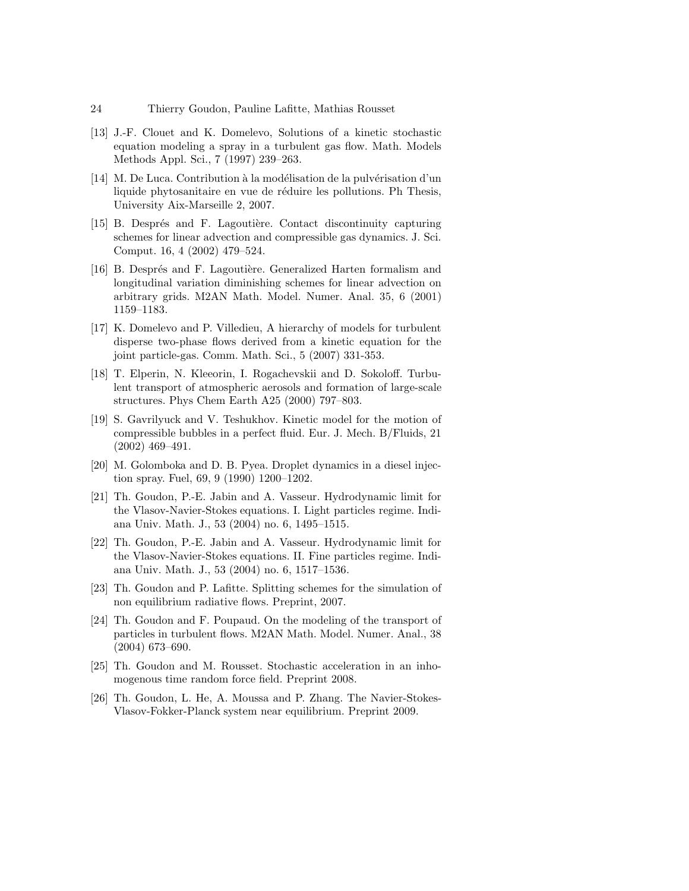[13] J.-F. Clouet and K. Domelevo, Solutions of a kinetic stochastic equation modeling a spray in a turbulent gas flow. Math. Models Methods Appl. Sci., 7 (1997) 239–263.

[14] M. De Luca. Contribution à la modélisation de la pulvérisation d'un liquide phytosanitaire en vue de réduire les pollutions. Ph Thesis, University Aix-Marseille 2, 2007.

[15] B. Després and F. Lagoutière. Contact discontinuity capturing schemes for linear advection and compressible gas dynamics. J. Sci. Comput. 16, 4 (2002) 479–524.

[16] B. Després and F. Lagoutière. Generalized Harten formalism and longitudinal variation diminishing schemes for linear advection on arbitrary grids. M2AN Math. Model. Numer. Anal. 35, 6 (2001) 1159–1183.

[17] K. Domelevo and P. Villedieu, A hierarchy of models for turbulent disperse two-phase flows derived from a kinetic equation for the joint particle-gas. Comm. Math. Sci., 5 (2007) 331-353.

[18] T. Elperin, N. Kleeorin, I. Rogachevskii and D. Sokoloff. Turbulent transport of atmospheric aerosols and formation of large-scale structures. Phys Chem Earth A25 (2000) 797–803.

[19] S. Gavrilyuck and V. Teshukhov. Kinetic model for the motion of compressible bubbles in a perfect fluid. Eur. J. Mech. B/Fluids, 21 (2002) 469–491.

[20] M. Golomboka and D. B. Pyea. Droplet dynamics in a diesel injection spray. Fuel, 69, 9 (1990) 1200–1202.

[21] Th. Goudon, P.-E. Jabin and A. Vasseur. Hydrodynamic limit for the Vlasov-Navier-Stokes equations. I. Light particles regime. Indiana Univ. Math. J., 53 (2004) no. 6, 1495–1515.

[22] Th. Goudon, P.-E. Jabin and A. Vasseur. Hydrodynamic limit for the Vlasov-Navier-Stokes equations. II. Fine particles regime. Indiana Univ. Math. J., 53 (2004) no. 6, 1517–1536.

[23] Th. Goudon and P. Lafitte. Splitting schemes for the simulation of non equilibrium radiative flows. Preprint, 2007.

[24] Th. Goudon and F. Poupaud. On the modeling of the transport of particles in turbulent flows. M2AN Math. Model. Numer. Anal., 38 (2004) 673–690.

[25] Th. Goudon and M. Rousset. Stochastic acceleration in an inhomogenous time random force field. Preprint 2008.

[26] Th. Goudon, L. He, A. Moussa and P. Zhang. The Navier-Stokes-Vlasov-Fokker-Planck system near equilibrium. Preprint 2009.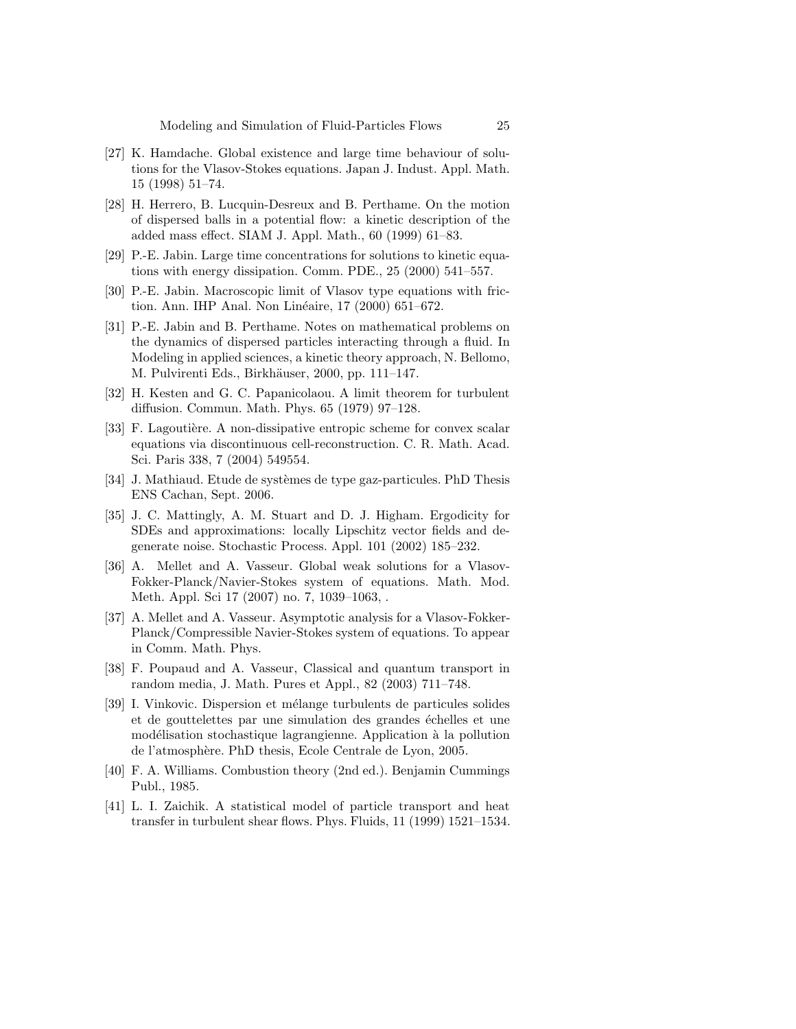[27] K. Hamdache. Global existence and large time behaviour of solutions for the Vlasov-Stokes equations. Japan J. Indust. Appl. Math. 15 (1998) 51–74.

[28] H. Herrero, B. Lucquin-Desreux and B. Perthame. On the motion of dispersed balls in a potential flow: a kinetic description of the added mass effect. SIAM J. Appl. Math., 60 (1999) 61–83.

[29] P.-E. Jabin. Large time concentrations for solutions to kinetic equations with energy dissipation. Comm. PDE., 25 (2000) 541–557.

[30] P.-E. Jabin. Macroscopic limit of Vlasov type equations with friction. Ann. IHP Anal. Non Linéaire, 17 (2000) 651–672.

[31] P.-E. Jabin and B. Perthame. Notes on mathematical problems on the dynamics of dispersed particles interacting through a fluid. In Modeling in applied sciences, a kinetic theory approach, N. Bellomo, M. Pulvirenti Eds., Birkhäuser, 2000, pp. 111–147.

[32] H. Kesten and G. C. Papanicolaou. A limit theorem for turbulent diffusion. Commun. Math. Phys. 65 (1979) 97–128.

[33] F. Lagoutière. A non-dissipative entropic scheme for convex scalar equations via discontinuous cell-reconstruction. C. R. Math. Acad. Sci. Paris 338, 7 (2004) 549554.

[34] J. Mathiaud. Etude de systèmes de type gaz-particules. PhD Thesis ENS Cachan, Sept. 2006.

[35] J. C. Mattingly, A. M. Stuart and D. J. Higham. Ergodicity for SDEs and approximations: locally Lipschitz vector fields and degenerate noise. Stochastic Process. Appl. 101 (2002) 185–232.

[36] A. Mellet and A. Vasseur. Global weak solutions for a Vlasov-Fokker-Planck/Navier-Stokes system of equations. Math. Mod. Meth. Appl. Sci 17 (2007) no. 7, 1039–1063, .

[37] A. Mellet and A. Vasseur. Asymptotic analysis for a Vlasov-Fokker-Planck/Compressible Navier-Stokes system of equations. To appear in Comm. Math. Phys.

[38] F. Poupaud and A. Vasseur, Classical and quantum transport in random media, J. Math. Pures et Appl., 82 (2003) 711–748.

[39] I. Vinkovic. Dispersion et mélange turbulents de particules solides et de gouttelettes par une simulation des grandes échelles et une modélisation stochastique lagrangienne. Application à la pollution de l'atmosphère. PhD thesis, Ecole Centrale de Lyon, 2005.

[40] F. A. Williams. Combustion theory (2nd ed.). Benjamin Cummings Publ., 1985.

[41] L. I. Zaichik. A statistical model of particle transport and heat transfer in turbulent shear flows. Phys. Fluids, 11 (1999) 1521–1534.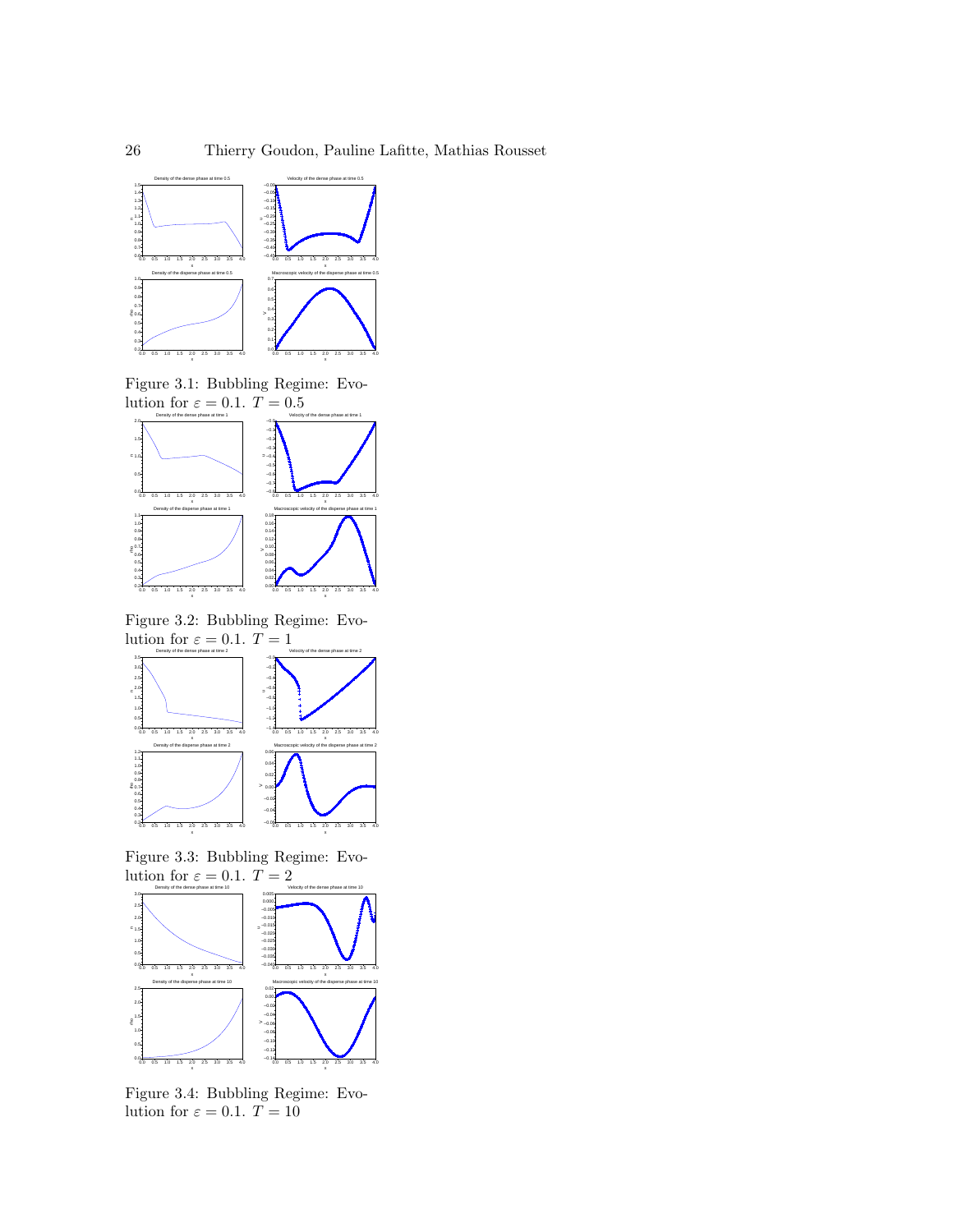Figure 3.1: Bubbling Regime: Evolution for $\varepsilon = 0.1$. $T = 0.5$

Figure 3.2: Bubbling Regime: Evolution for $\varepsilon = 0.1$. $T = 1$

Figure 3.3: Bubbling Regime: Evolution for $\varepsilon = 0.1$. $T = 2$

Figure 3.4: Bubbling Regime: Evolution for $\varepsilon = 0.1$. $T = 10$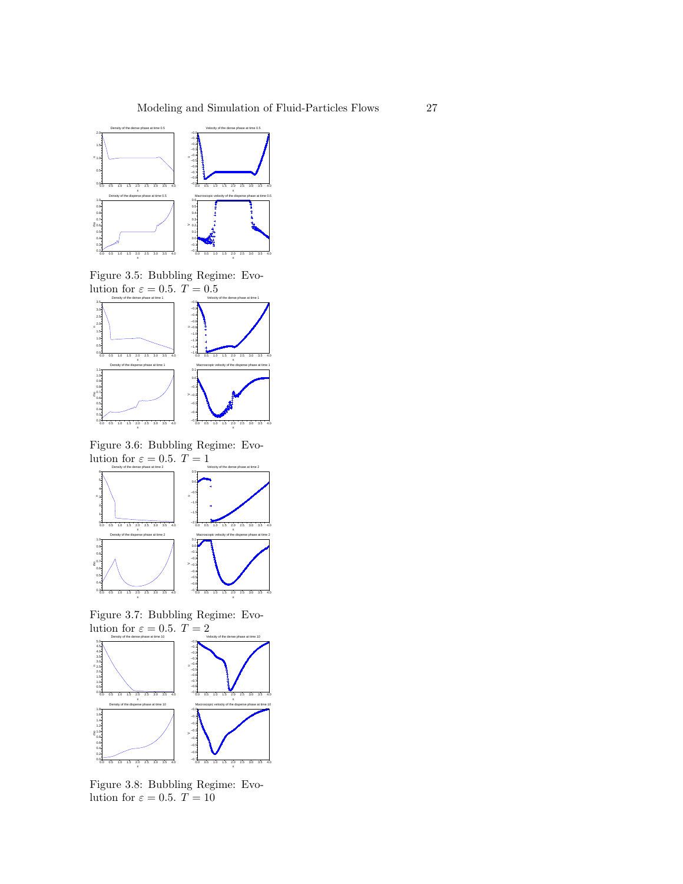Figure 3.5: Bubbling Regime: Evolution for $\varepsilon = 0.5$. $T = 0.5$

Figure 3.6: Bubbling Regime: Evolution for $\varepsilon = 0.5$. $T = 1$

Figure 3.7: Bubbling Regime: Evolution for $\varepsilon = 0.5$. $T = 2$

Figure 3.8: Bubbling Regime: Evolution for $\varepsilon = 0.5$. $T = 10$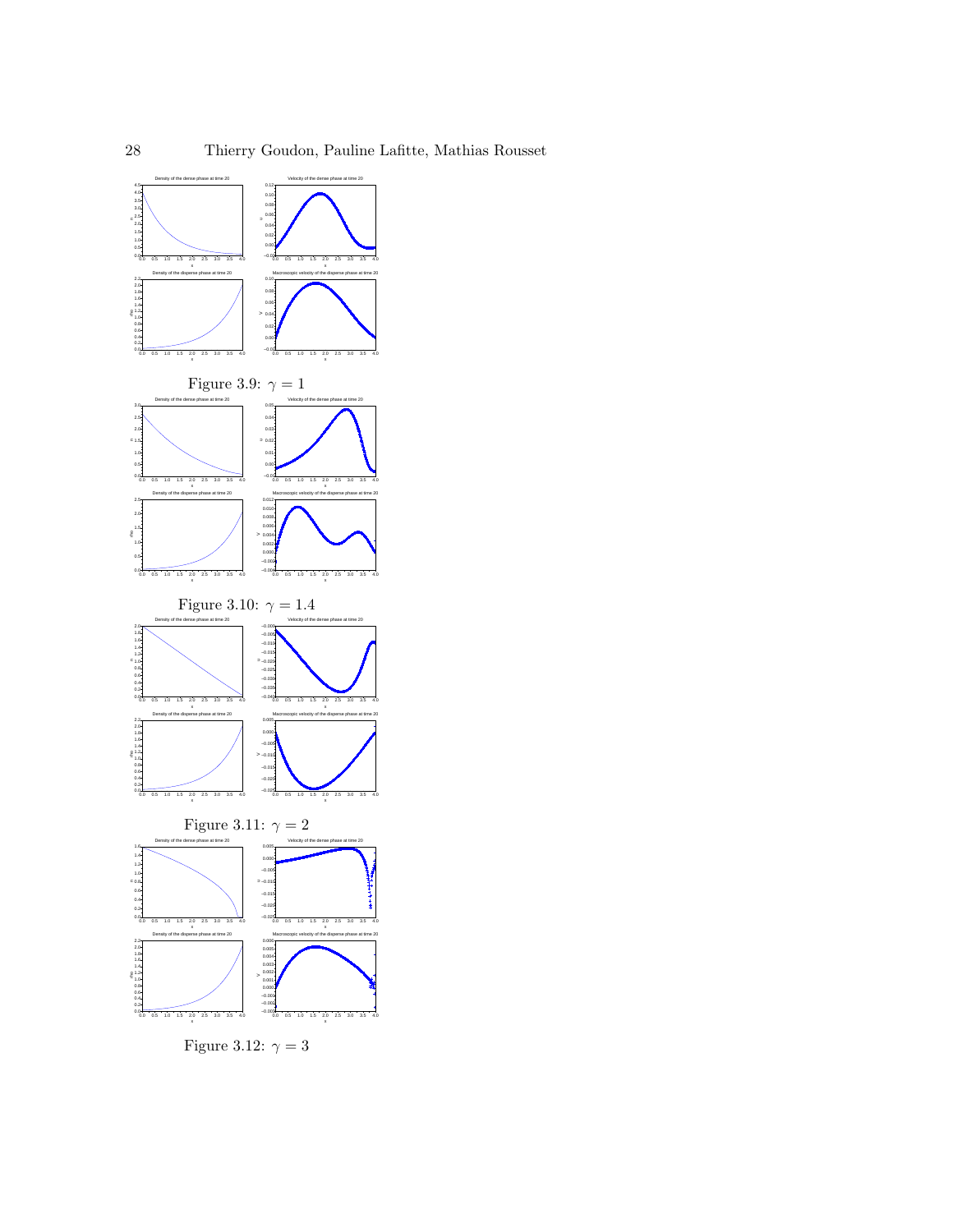Density of the dense phase at time 20

Velocity of the dense phase at time 20

Density of the disperse phase at time 20

Macroscopic velocity of the disperse phase at time 20

Figure 3.9: $\gamma = 1$

Density of the dense phase at time 20

Velocity of the dense phase at time 20

Density of the disperse phase at time 20

Macroscopic velocity of the disperse phase at time 20

Figure 3.10: $\gamma = 1.4$

Density of the dense phase at time 20

Velocity of the dense phase at time 20

Density of the disperse phase at time 20

Macroscopic velocity of the disperse phase at time 20

Figure 3.11: $\gamma = 2$

Density of the dense phase at time 20

Velocity of the dense phase at time 20

Density of the disperse phase at time 20

Macroscopic velocity of the disperse phase at time 20

Figure 3.12: $\gamma = 3$